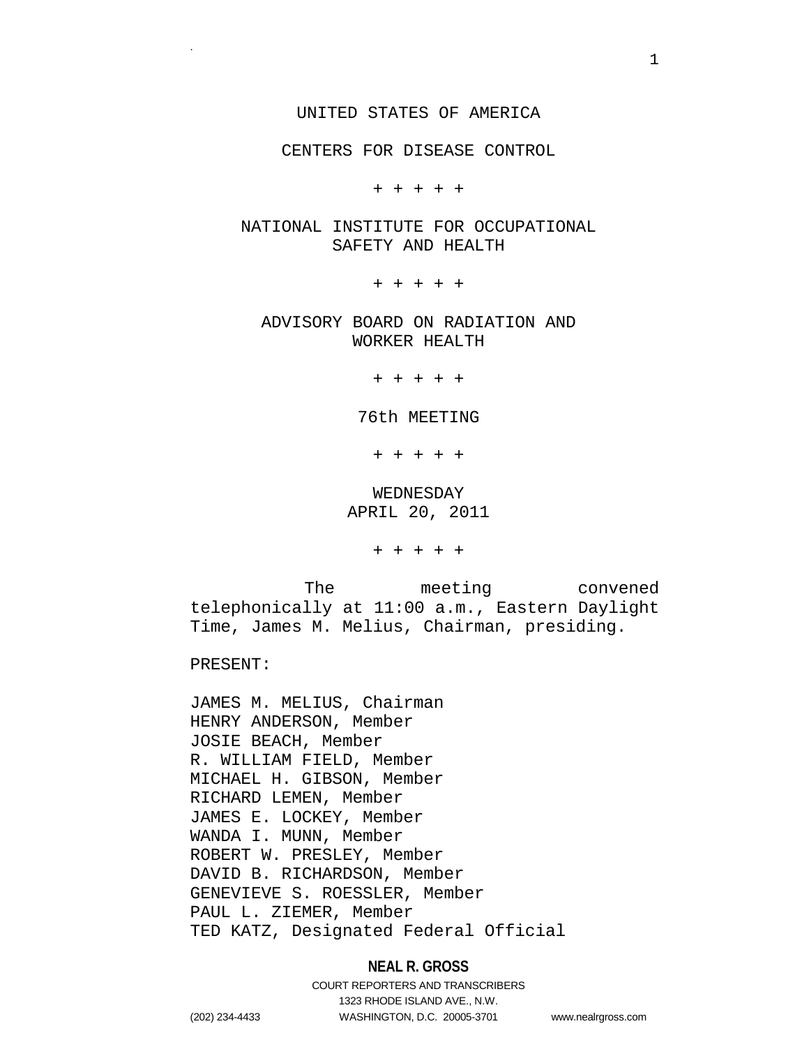UNITED STATES OF AMERICA

CENTERS FOR DISEASE CONTROL

+ + + + +

NATIONAL INSTITUTE FOR OCCUPATIONAL SAFETY AND HEALTH

+ + + + +

ADVISORY BOARD ON RADIATION AND WORKER HEALTH

+ + + + +

76th MEETING

+ + + + +

WEDNESDAY
APRIL 20, 2011

+ + + + +

The meeting convened telephonically at 11:00 a.m., Eastern Daylight Time, James M. Melius, Chairman, presiding.

PRESENT:

JAMES M. MELIUS, Chairman
HENRY ANDERSON, Member
JOSIE BEACH, Member
R. WILLIAM FIELD, Member
MICHAEL H. GIBSON, Member
RICHARD LEMEN, Member
JAMES E. LOCKEY, Member
WANDA I. MUNN, Member
ROBERT W. PRESLEY, Member
DAVID B. RICHARDSON, Member
GENEVIEVE S. ROESSLER, Member
PAUL L. ZIEMER, Member
TED KATZ, Designated Federal Official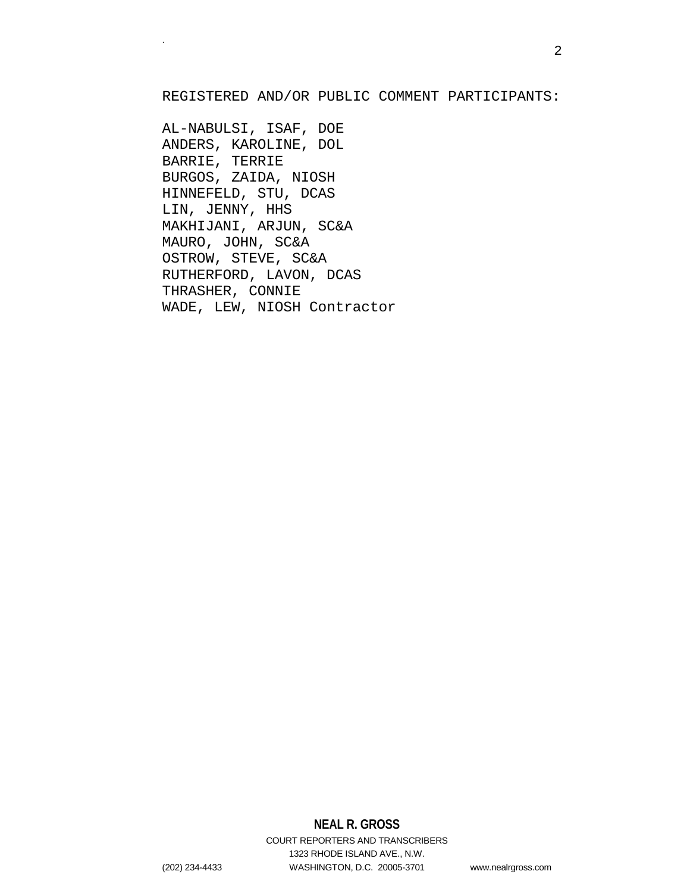REGISTERED AND/OR PUBLIC COMMENT PARTICIPANTS:

AL-NABULSI, ISAF, DOE
ANDERS, KAROLINE, DOL
BARRIE, TERRIE
BURGOS, ZAIDA, NIOSH
HINNEFELD, STU, DCAS
LIN, JENNY, HHS
MAKHIJANI, ARJUN, SC&A
MAURO, JOHN, SC&A
OSTROW, STEVE, SC&A
RUTHERFORD, LAVON, DCAS
THRASHER, CONNIE
WADE, LEW, NIOSH Contractor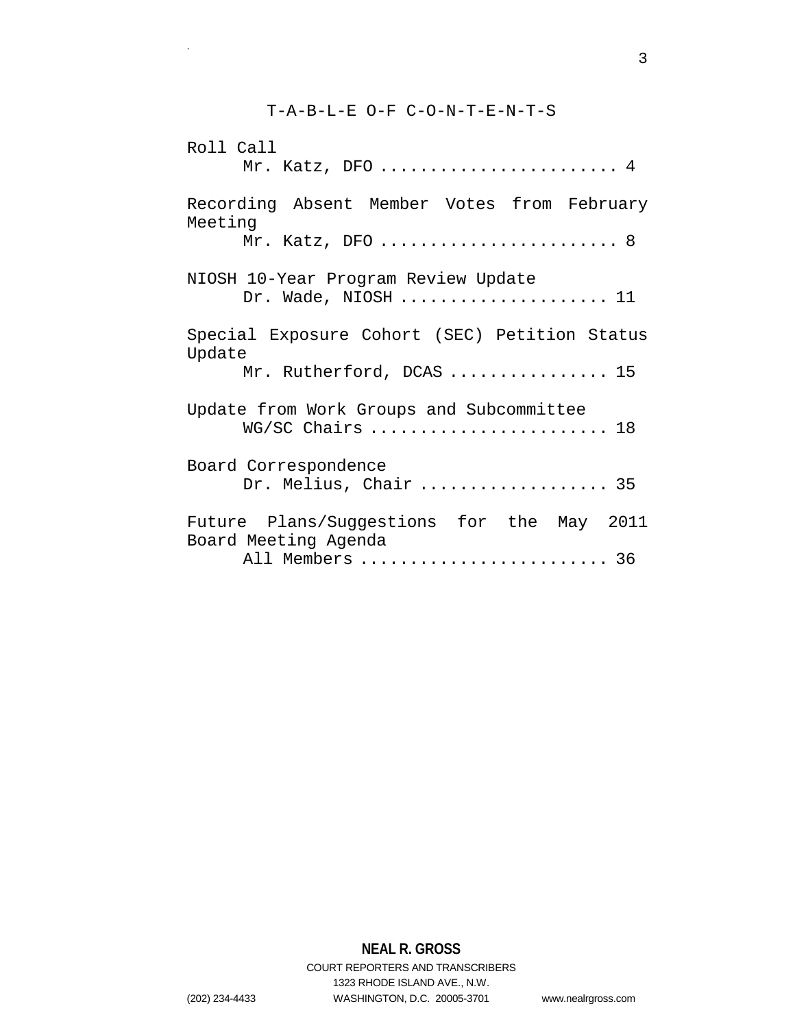# T-A-B-L-E O-F C-O-N-T-E-N-T-S

Roll Call
  Mr. Katz, DFO ........................ 4

Recording Absent Member Votes from February Meeting
  Mr. Katz, DFO ........................ 8

NIOSH 10-Year Program Review Update
  Dr. Wade, NIOSH ..................... 11

Special Exposure Cohort (SEC) Petition Status Update
  Mr. Rutherford, DCAS ................ 15

Update from Work Groups and Subcommittee
  WG/SC Chairs ........................ 18

Board Correspondence
  Dr. Melius, Chair ................... 35

Future Plans/Suggestions for the May 2011 Board Meeting Agenda
  All Members ......................... 36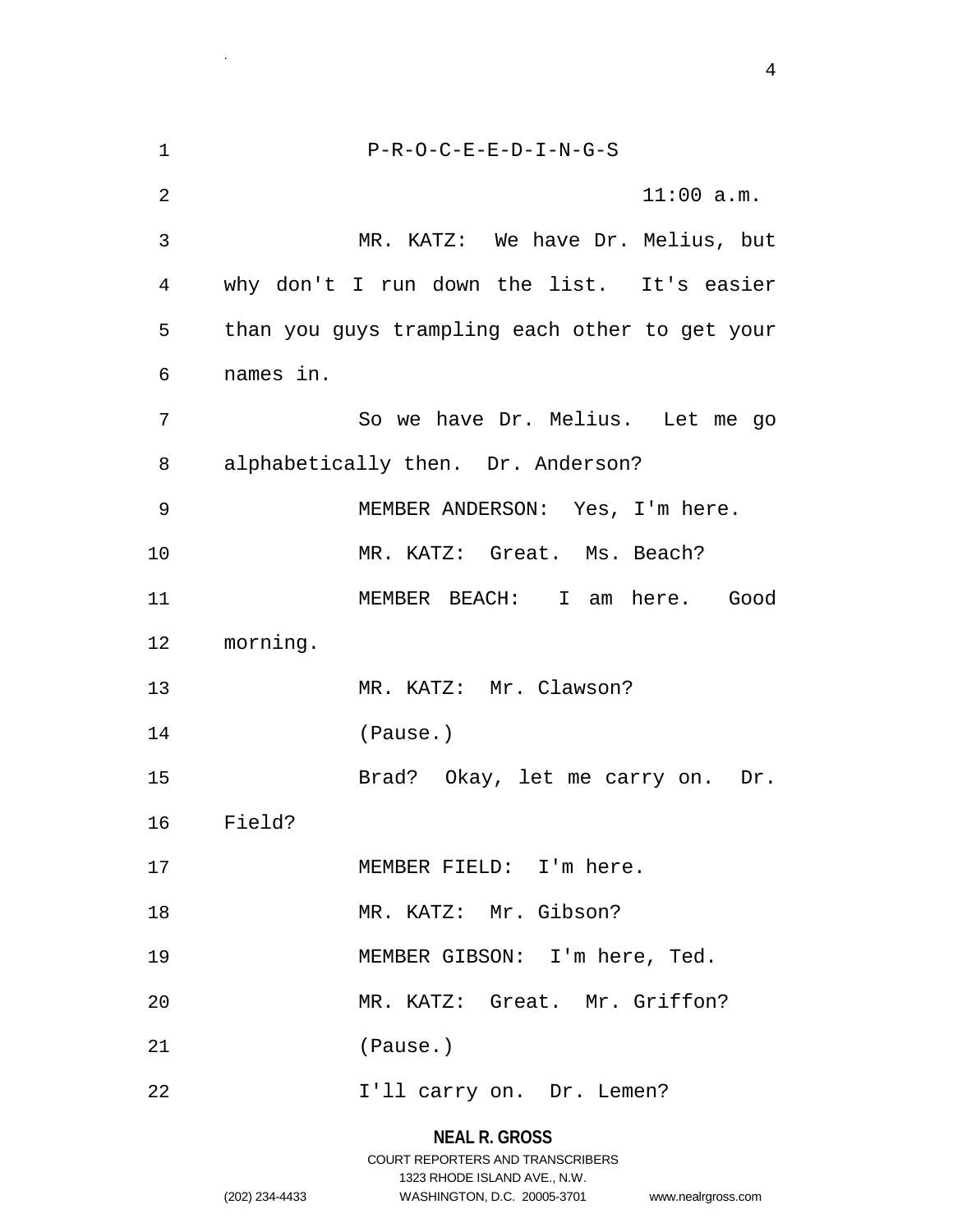P-R-O-C-E-E-D-I-N-G-S

11:00 a.m.

MR. KATZ: We have Dr. Melius, but why don't I run down the list. It's easier than you guys trampling each other to get your names in.

So we have Dr. Melius. Let me go alphabetically then. Dr. Anderson?

MEMBER ANDERSON: Yes, I'm here.

MR. KATZ: Great. Ms. Beach?

MEMBER BEACH: I am here. Good morning.

MR. KATZ: Mr. Clawson?

(Pause.)

Brad? Okay, let me carry on. Dr. Field?

MEMBER FIELD: I'm here.

MR. KATZ: Mr. Gibson?

MEMBER GIBSON: I'm here, Ted.

MR. KATZ: Great. Mr. Griffon?

(Pause.)

I'll carry on. Dr. Lemen?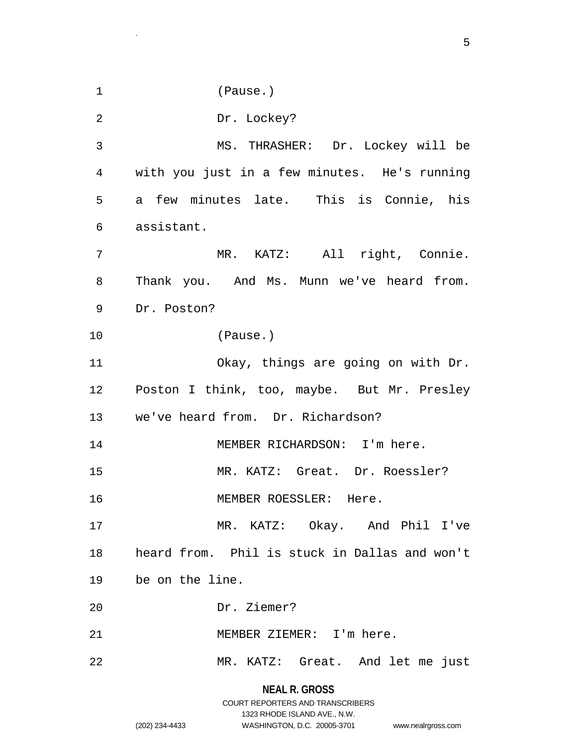(Pause.)

Dr. Lockey?

MS. THRASHER: Dr. Lockey will be with you just in a few minutes. He's running a few minutes late. This is Connie, his assistant.

MR. KATZ: All right, Connie. Thank you. And Ms. Munn we've heard from. Dr. Poston?

(Pause.)

Okay, things are going on with Dr. Poston I think, too, maybe. But Mr. Presley we've heard from. Dr. Richardson?

MEMBER RICHARDSON: I'm here.

MR. KATZ: Great. Dr. Roessler?

MEMBER ROESSLER: Here.

MR. KATZ: Okay. And Phil I've heard from. Phil is stuck in Dallas and won't be on the line.

Dr. Ziemer?

MEMBER ZIEMER: I'm here.

MR. KATZ: Great. And let me just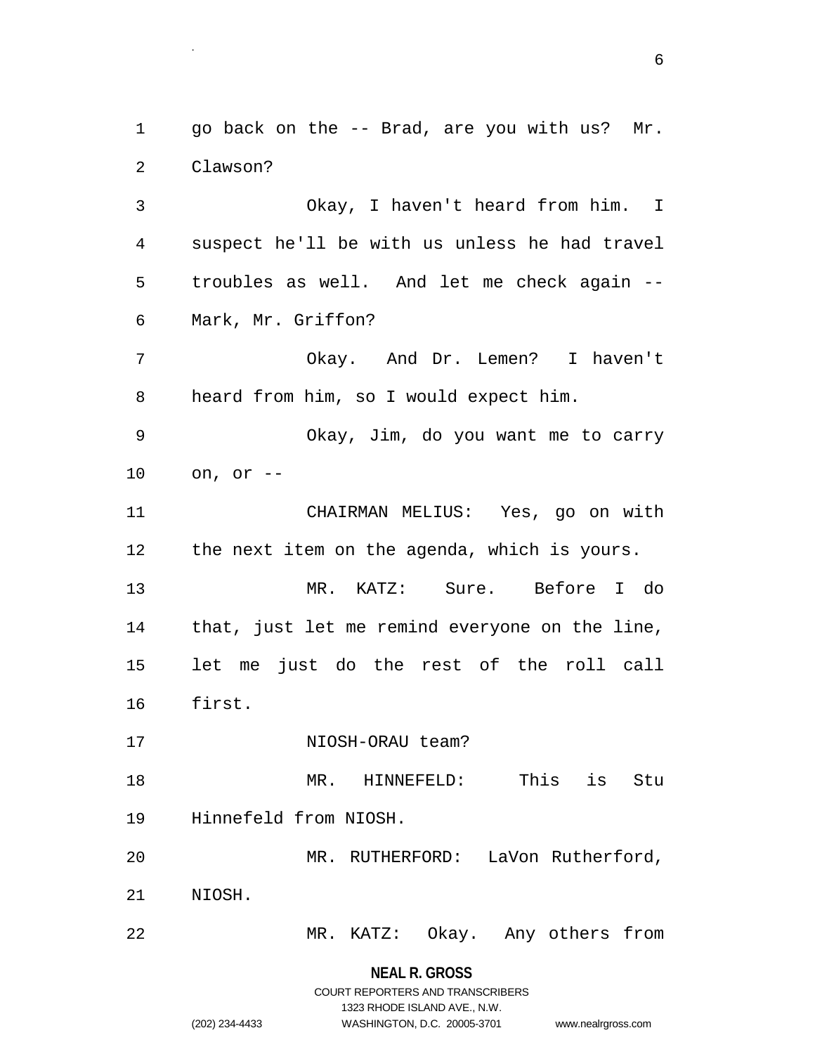go back on the -- Brad, are you with us? Mr. Clawson?

Okay, I haven't heard from him. I suspect he'll be with us unless he had travel troubles as well. And let me check again -- Mark, Mr. Griffon?

Okay. And Dr. Lemen? I haven't heard from him, so I would expect him.

Okay, Jim, do you want me to carry on, or --

CHAIRMAN MELIUS: Yes, go on with the next item on the agenda, which is yours.

MR. KATZ: Sure. Before I do that, just let me remind everyone on the line, let me just do the rest of the roll call first.

NIOSH-ORAU team?

MR. HINNEFELD: This is Stu Hinnefeld from NIOSH.

MR. RUTHERFORD: LaVon Rutherford, NIOSH.

MR. KATZ: Okay. Any others from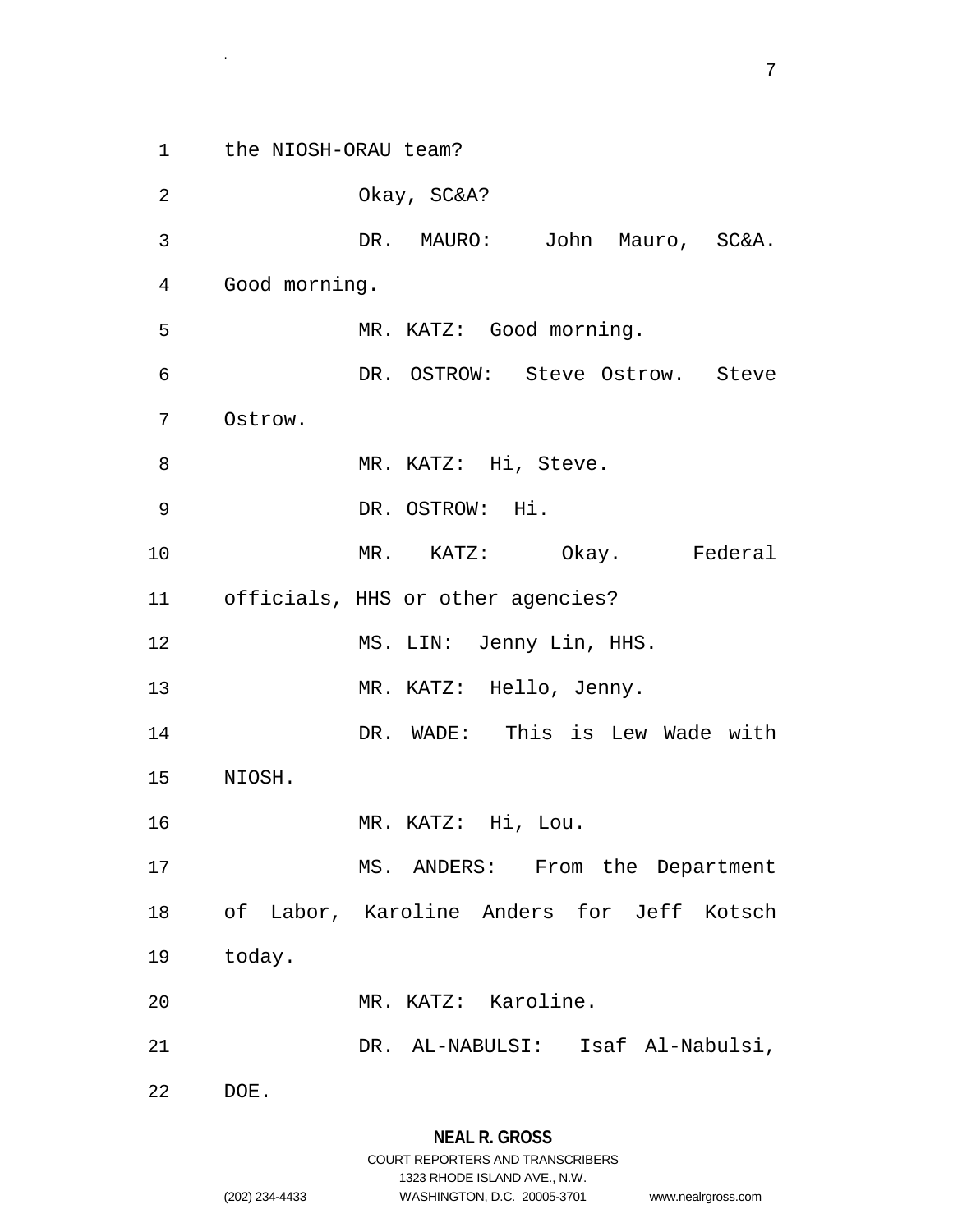the NIOSH-ORAU team?

Okay, SC&A?

DR. MAURO: John Mauro, SC&A. Good morning.

MR. KATZ: Good morning.

DR. OSTROW: Steve Ostrow. Steve Ostrow.

MR. KATZ: Hi, Steve.

DR. OSTROW: Hi.

MR. KATZ: Okay. Federal officials, HHS or other agencies?

MS. LIN: Jenny Lin, HHS.

MR. KATZ: Hello, Jenny.

DR. WADE: This is Lew Wade with NIOSH.

MR. KATZ: Hi, Lou.

MS. ANDERS: From the Department of Labor, Karoline Anders for Jeff Kotsch today.

MR. KATZ: Karoline.

DR. AL-NABULSI: Isaf Al-Nabulsi, DOE.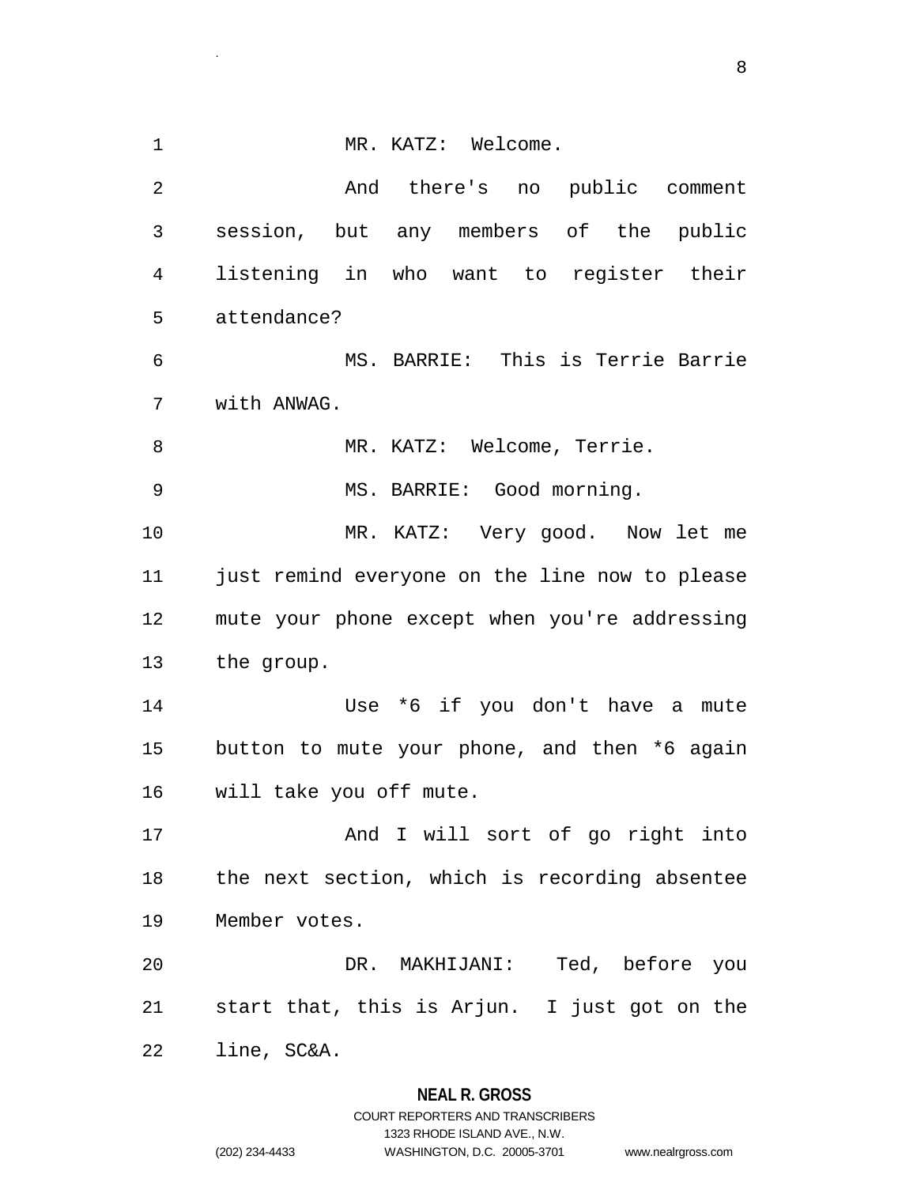MR. KATZ: Welcome.

And there's no public comment session, but any members of the public listening in who want to register their attendance?

MS. BARRIE: This is Terrie Barrie with ANWAG.

MR. KATZ: Welcome, Terrie.

MS. BARRIE: Good morning.

MR. KATZ: Very good. Now let me just remind everyone on the line now to please mute your phone except when you're addressing the group.

Use *6 if you don't have a mute button to mute your phone, and then *6 again will take you off mute.

And I will sort of go right into the next section, which is recording absentee Member votes.

DR. MAKHIJANI: Ted, before you start that, this is Arjun. I just got on the line, SC&A.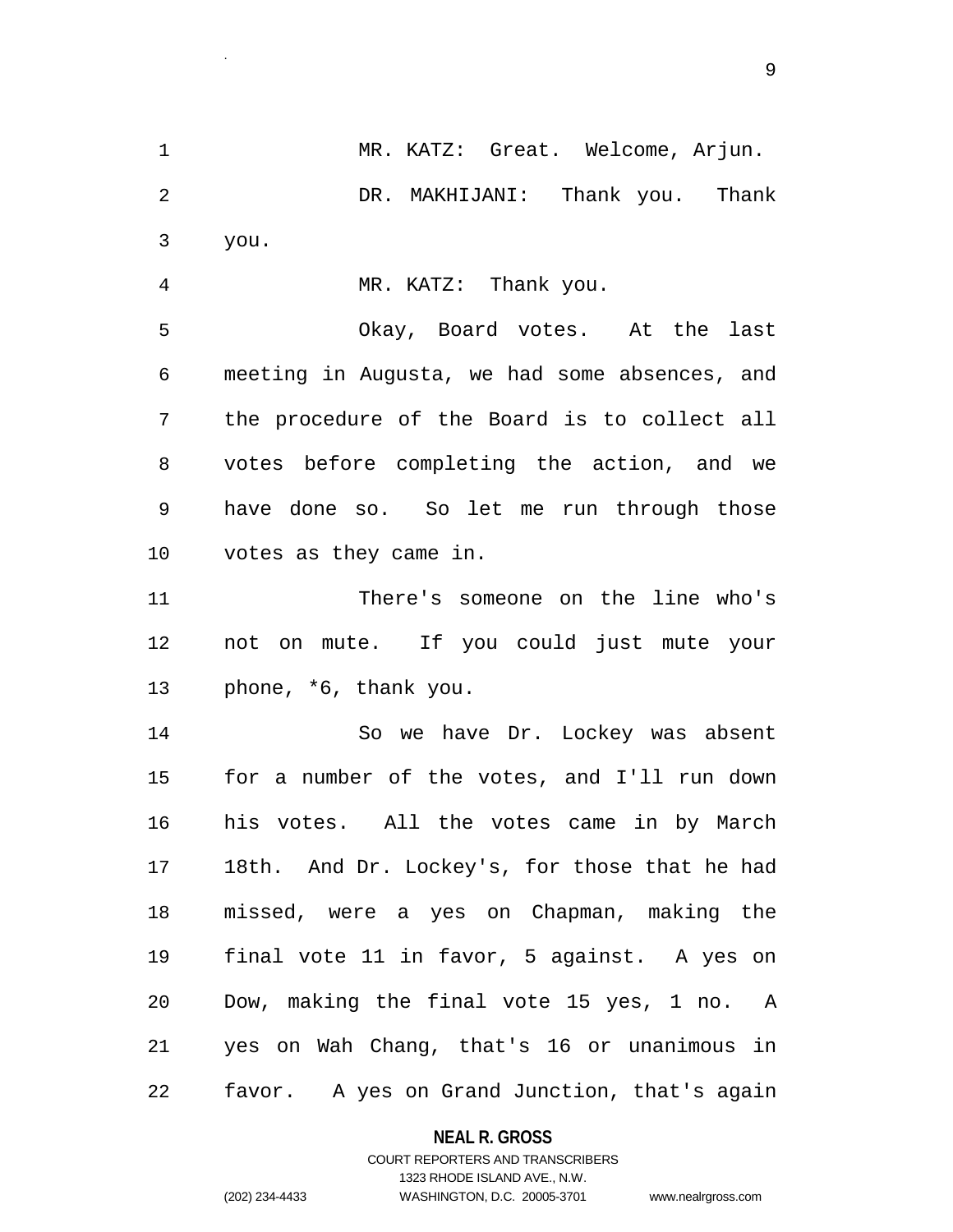MR. KATZ: Great. Welcome, Arjun.

DR. MAKHIJANI: Thank you. Thank you.

MR. KATZ: Thank you.

Okay, Board votes. At the last meeting in Augusta, we had some absences, and the procedure of the Board is to collect all votes before completing the action, and we have done so. So let me run through those votes as they came in.

There's someone on the line who's not on mute. If you could just mute your phone, *6, thank you.

So we have Dr. Lockey was absent for a number of the votes, and I'll run down his votes. All the votes came in by March 18th. And Dr. Lockey's, for those that he had missed, were a yes on Chapman, making the final vote 11 in favor, 5 against. A yes on Dow, making the final vote 15 yes, 1 no. A yes on Wah Chang, that's 16 or unanimous in favor. A yes on Grand Junction, that's again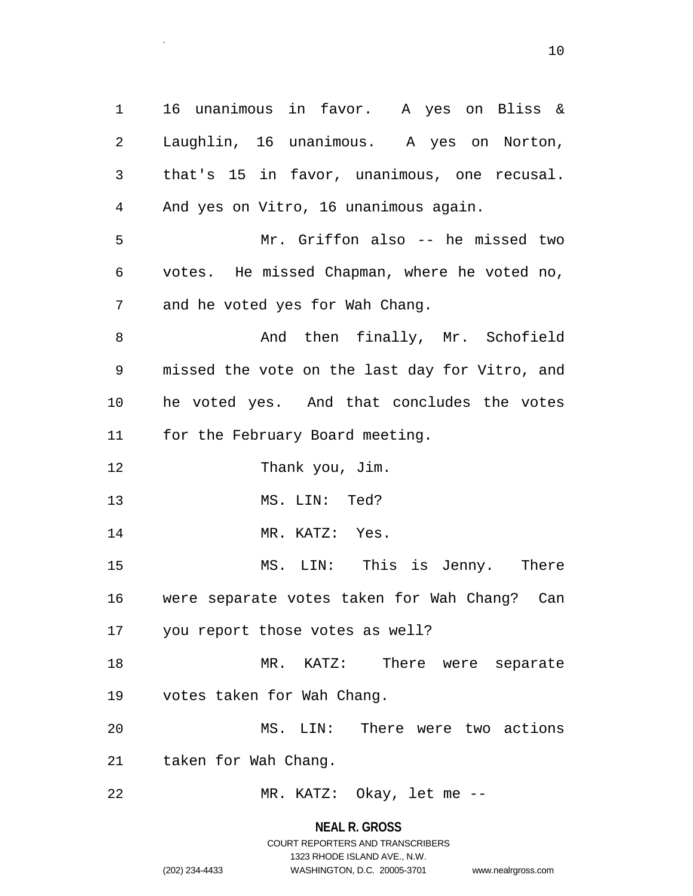16 unanimous in favor. A yes on Bliss & Laughlin, 16 unanimous. A yes on Norton, that's 15 in favor, unanimous, one recusal. And yes on Vitro, 16 unanimous again.

Mr. Griffon also -- he missed two votes. He missed Chapman, where he voted no, and he voted yes for Wah Chang.

And then finally, Mr. Schofield missed the vote on the last day for Vitro, and he voted yes. And that concludes the votes for the February Board meeting.

Thank you, Jim.

MS. LIN: Ted?

MR. KATZ: Yes.

MS. LIN: This is Jenny. There were separate votes taken for Wah Chang? Can you report those votes as well?

MR. KATZ: There were separate votes taken for Wah Chang.

MS. LIN: There were two actions taken for Wah Chang.

MR. KATZ: Okay, let me --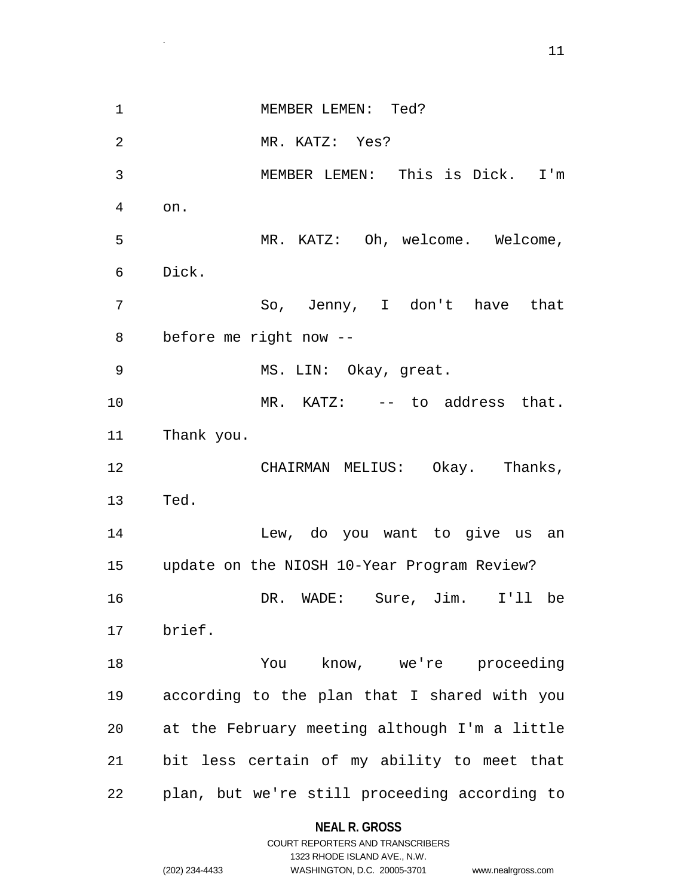MEMBER LEMEN: Ted?

MR. KATZ: Yes?

MEMBER LEMEN: This is Dick. I'm on.

MR. KATZ: Oh, welcome. Welcome, Dick.

So, Jenny, I don't have that before me right now --

MS. LIN: Okay, great.

MR. KATZ: -- to address that. Thank you.

CHAIRMAN MELIUS: Okay. Thanks, Ted.

Lew, do you want to give us an update on the NIOSH 10-Year Program Review?

DR. WADE: Sure, Jim. I'll be brief.

You know, we're proceeding according to the plan that I shared with you at the February meeting although I'm a little bit less certain of my ability to meet that plan, but we're still proceeding according to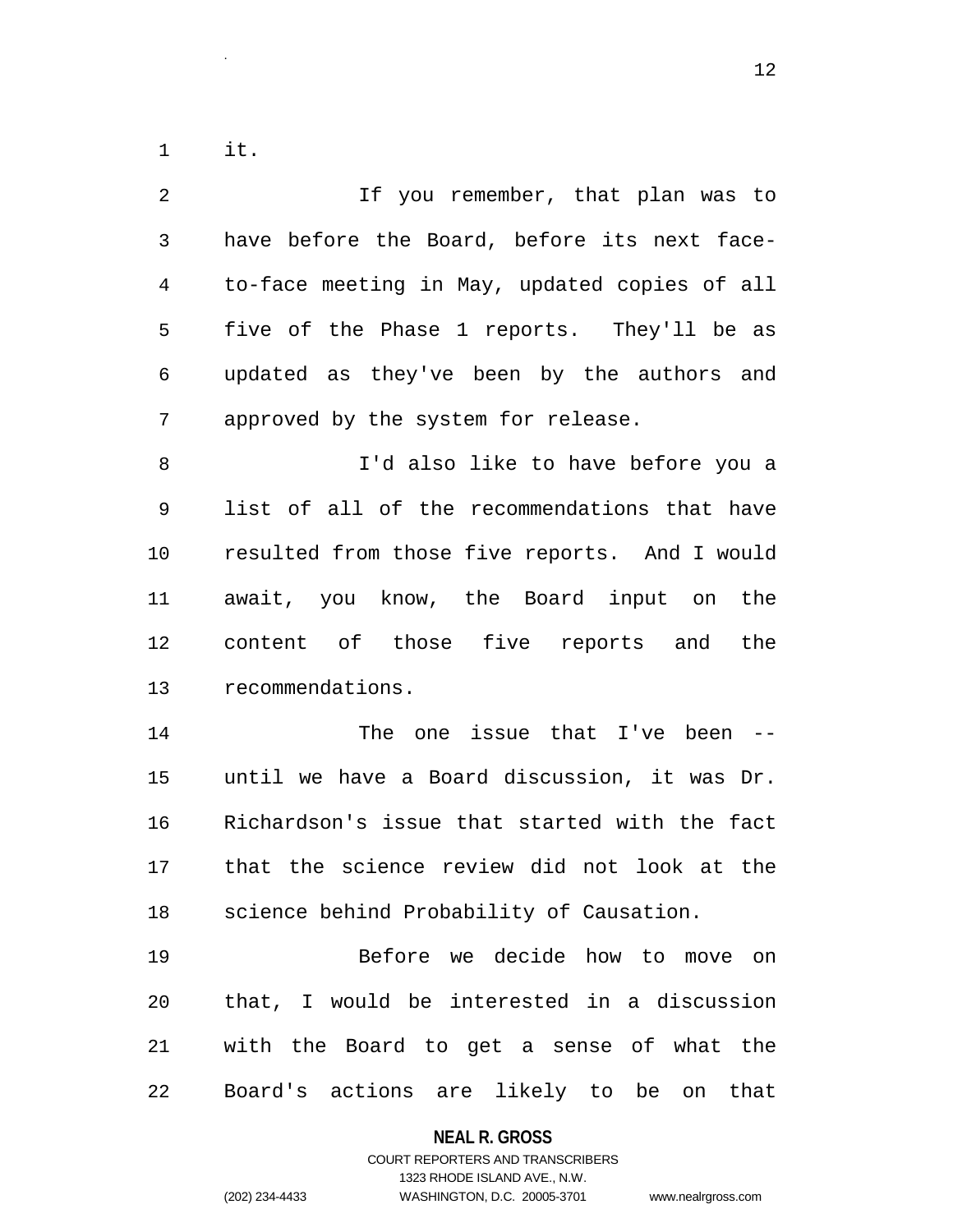it.

If you remember, that plan was to have before the Board, before its next face-to-face meeting in May, updated copies of all five of the Phase 1 reports. They'll be as updated as they've been by the authors and approved by the system for release.

I'd also like to have before you a list of all of the recommendations that have resulted from those five reports. And I would await, you know, the Board input on the content of those five reports and the recommendations.

The one issue that I've been -- until we have a Board discussion, it was Dr. Richardson's issue that started with the fact that the science review did not look at the science behind Probability of Causation.

Before we decide how to move on that, I would be interested in a discussion with the Board to get a sense of what the Board's actions are likely to be on that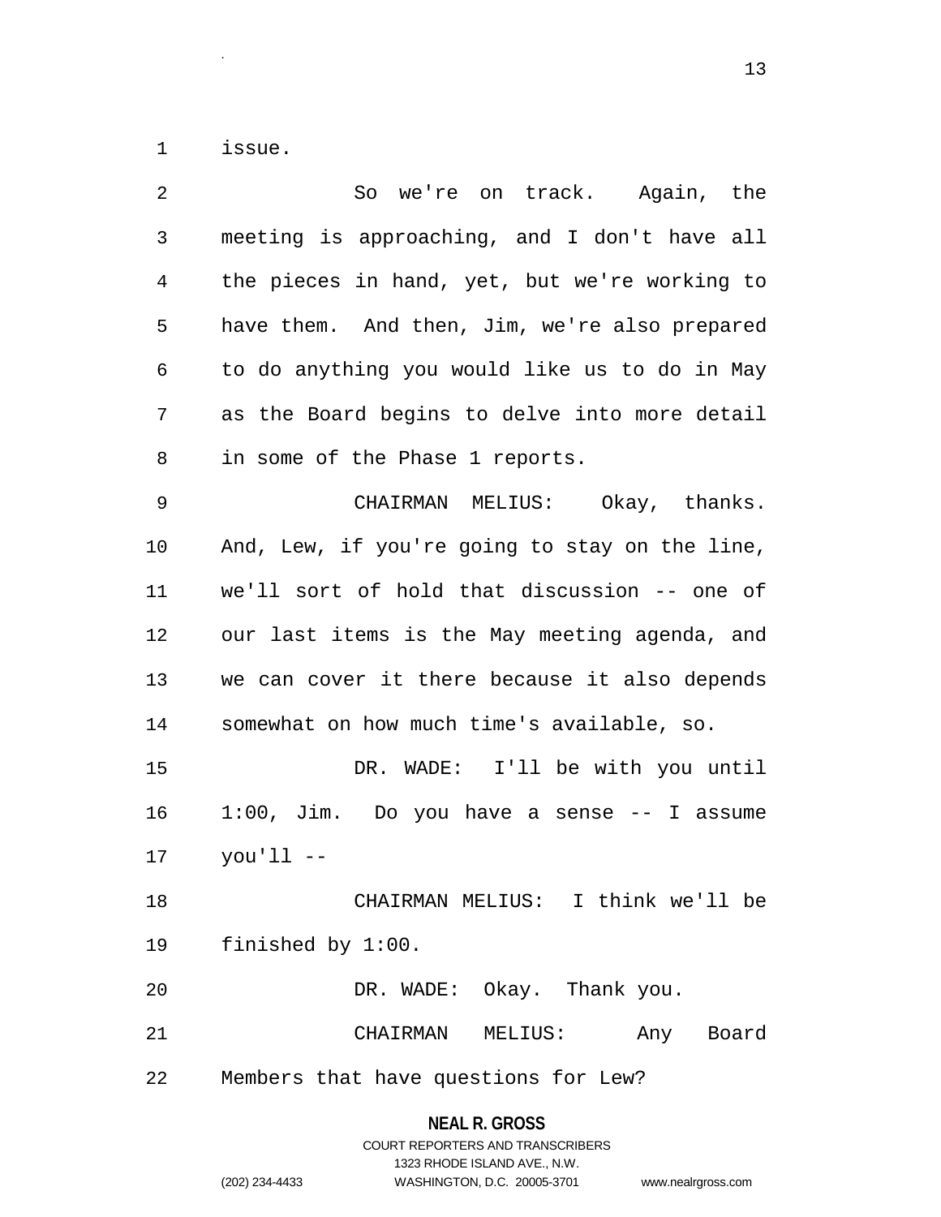issue.

So we're on track. Again, the meeting is approaching, and I don't have all the pieces in hand, yet, but we're working to have them. And then, Jim, we're also prepared to do anything you would like us to do in May as the Board begins to delve into more detail in some of the Phase 1 reports.

CHAIRMAN MELIUS: Okay, thanks. And, Lew, if you're going to stay on the line, we'll sort of hold that discussion -- one of our last items is the May meeting agenda, and we can cover it there because it also depends somewhat on how much time's available, so.

DR. WADE: I'll be with you until 1:00, Jim. Do you have a sense -- I assume you'll --

CHAIRMAN MELIUS: I think we'll be finished by 1:00.

DR. WADE: Okay. Thank you.

CHAIRMAN MELIUS: Any Board Members that have questions for Lew?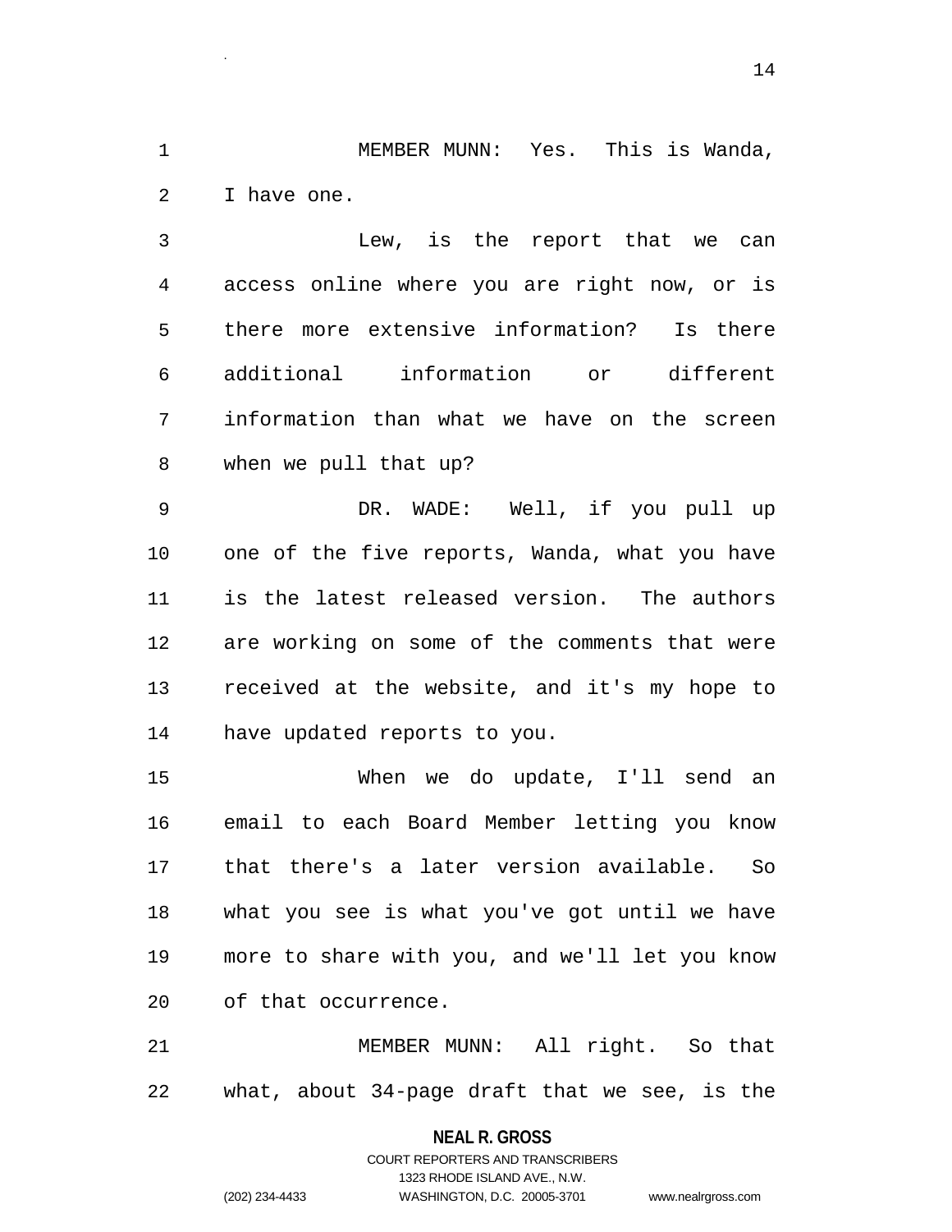MEMBER MUNN: Yes. This is Wanda, I have one.

Lew, is the report that we can access online where you are right now, or is there more extensive information? Is there additional information or different information than what we have on the screen when we pull that up?

DR. WADE: Well, if you pull up one of the five reports, Wanda, what you have is the latest released version. The authors are working on some of the comments that were received at the website, and it's my hope to have updated reports to you.

When we do update, I'll send an email to each Board Member letting you know that there's a later version available. So what you see is what you've got until we have more to share with you, and we'll let you know of that occurrence.

MEMBER MUNN: All right. So that what, about 34-page draft that we see, is the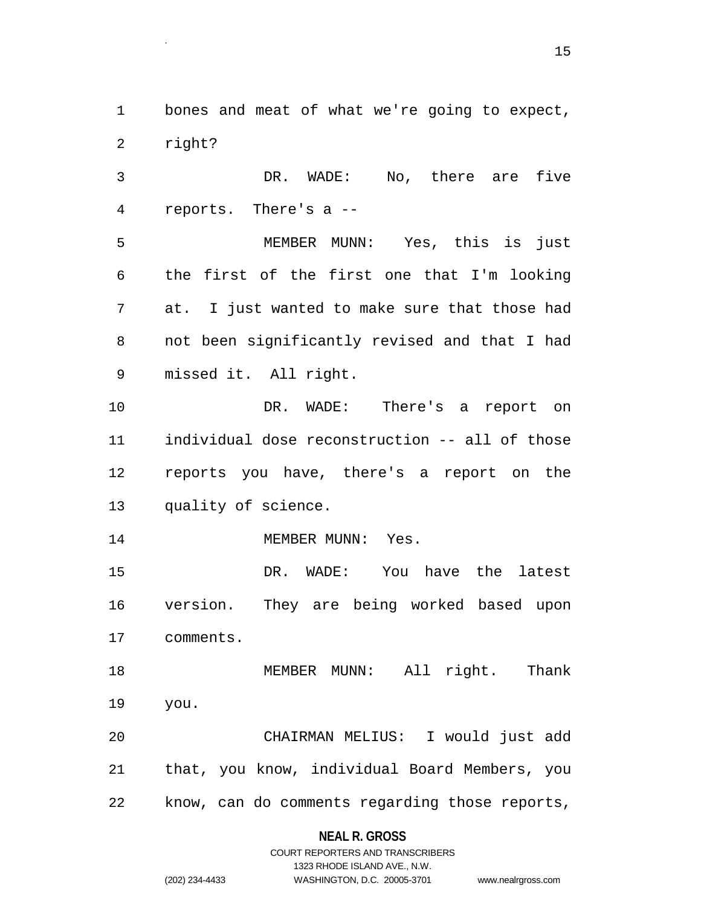bones and meat of what we're going to expect, right?

DR. WADE: No, there are five reports. There's a --

MEMBER MUNN: Yes, this is just the first of the first one that I'm looking at. I just wanted to make sure that those had not been significantly revised and that I had missed it. All right.

DR. WADE: There's a report on individual dose reconstruction -- all of those reports you have, there's a report on the quality of science.

MEMBER MUNN: Yes.

DR. WADE: You have the latest version. They are being worked based upon comments.

MEMBER MUNN: All right. Thank you.

CHAIRMAN MELIUS: I would just add that, you know, individual Board Members, you know, can do comments regarding those reports,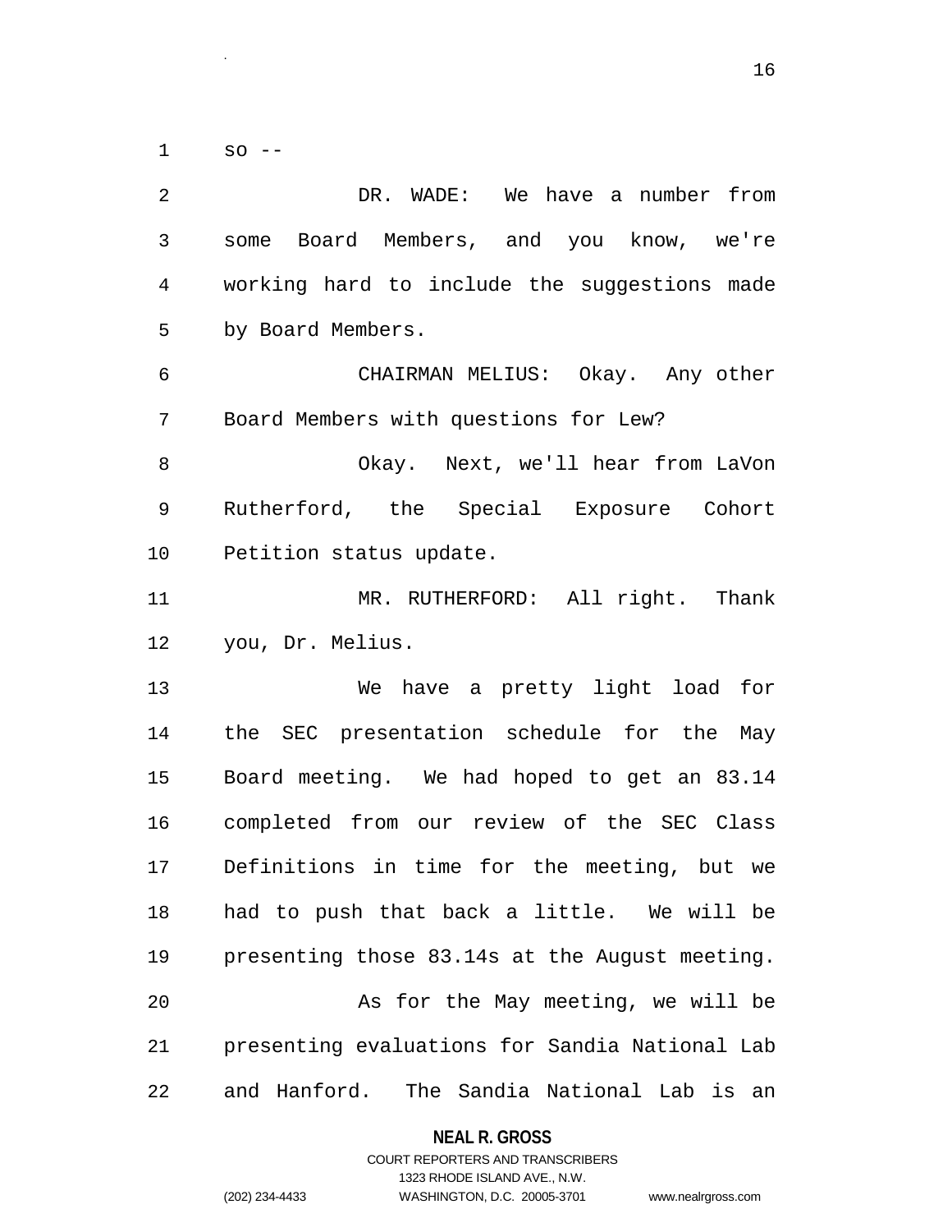so --

DR. WADE: We have a number from some Board Members, and you know, we're working hard to include the suggestions made by Board Members.

CHAIRMAN MELIUS: Okay. Any other Board Members with questions for Lew?

Okay. Next, we'll hear from LaVon Rutherford, the Special Exposure Cohort Petition status update.

MR. RUTHERFORD: All right. Thank you, Dr. Melius.

We have a pretty light load for the SEC presentation schedule for the May Board meeting. We had hoped to get an 83.14 completed from our review of the SEC Class Definitions in time for the meeting, but we had to push that back a little. We will be presenting those 83.14s at the August meeting.

As for the May meeting, we will be presenting evaluations for Sandia National Lab and Hanford. The Sandia National Lab is an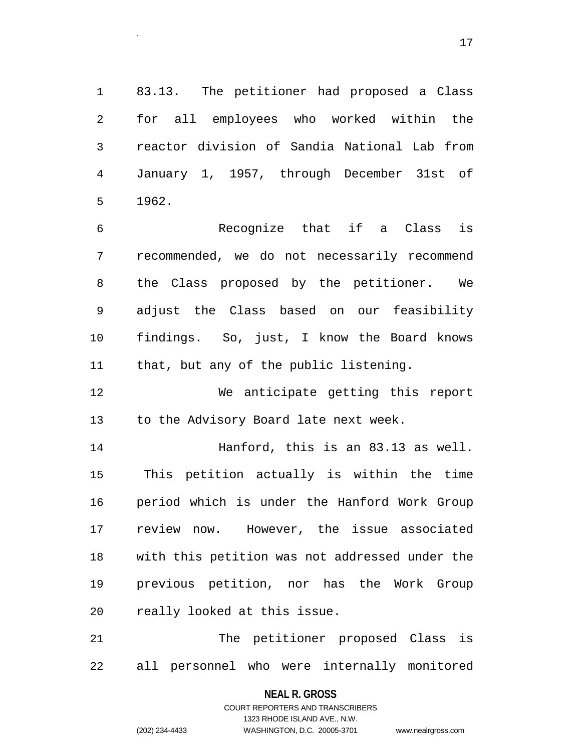83.13. The petitioner had proposed a Class for all employees who worked within the reactor division of Sandia National Lab from January 1, 1957, through December 31st of 1962.

Recognize that if a Class is recommended, we do not necessarily recommend the Class proposed by the petitioner. We adjust the Class based on our feasibility findings. So, just, I know the Board knows that, but any of the public listening.

We anticipate getting this report to the Advisory Board late next week.

Hanford, this is an 83.13 as well. This petition actually is within the time period which is under the Hanford Work Group review now. However, the issue associated with this petition was not addressed under the previous petition, nor has the Work Group really looked at this issue.

The petitioner proposed Class is all personnel who were internally monitored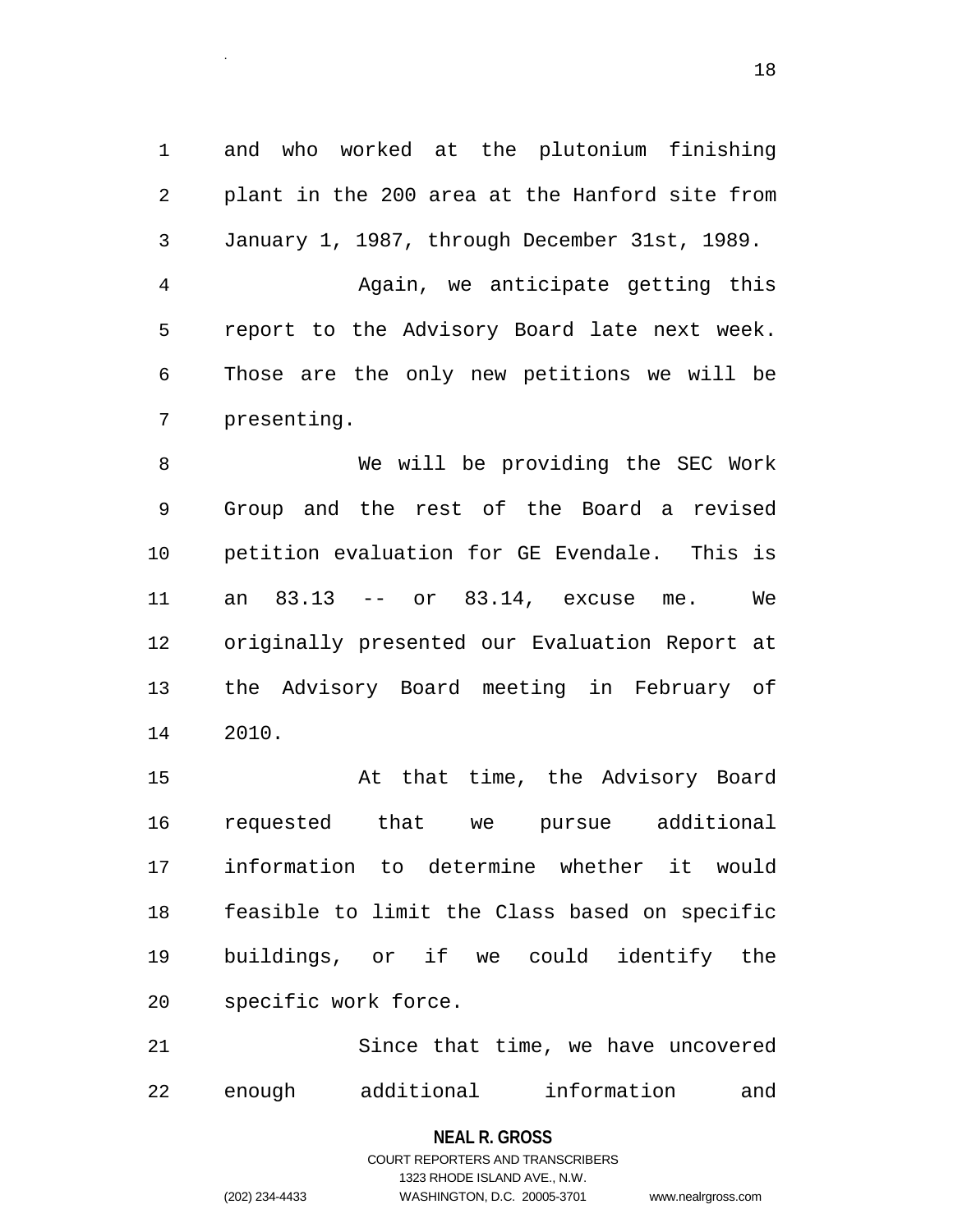and who worked at the plutonium finishing plant in the 200 area at the Hanford site from January 1, 1987, through December 31st, 1989.

Again, we anticipate getting this report to the Advisory Board late next week. Those are the only new petitions we will be presenting.

We will be providing the SEC Work Group and the rest of the Board a revised petition evaluation for GE Evendale. This is an 83.13 -- or 83.14, excuse me. We originally presented our Evaluation Report at the Advisory Board meeting in February of 2010.

At that time, the Advisory Board requested that we pursue additional information to determine whether it would feasible to limit the Class based on specific buildings, or if we could identify the specific work force.

Since that time, we have uncovered enough additional information and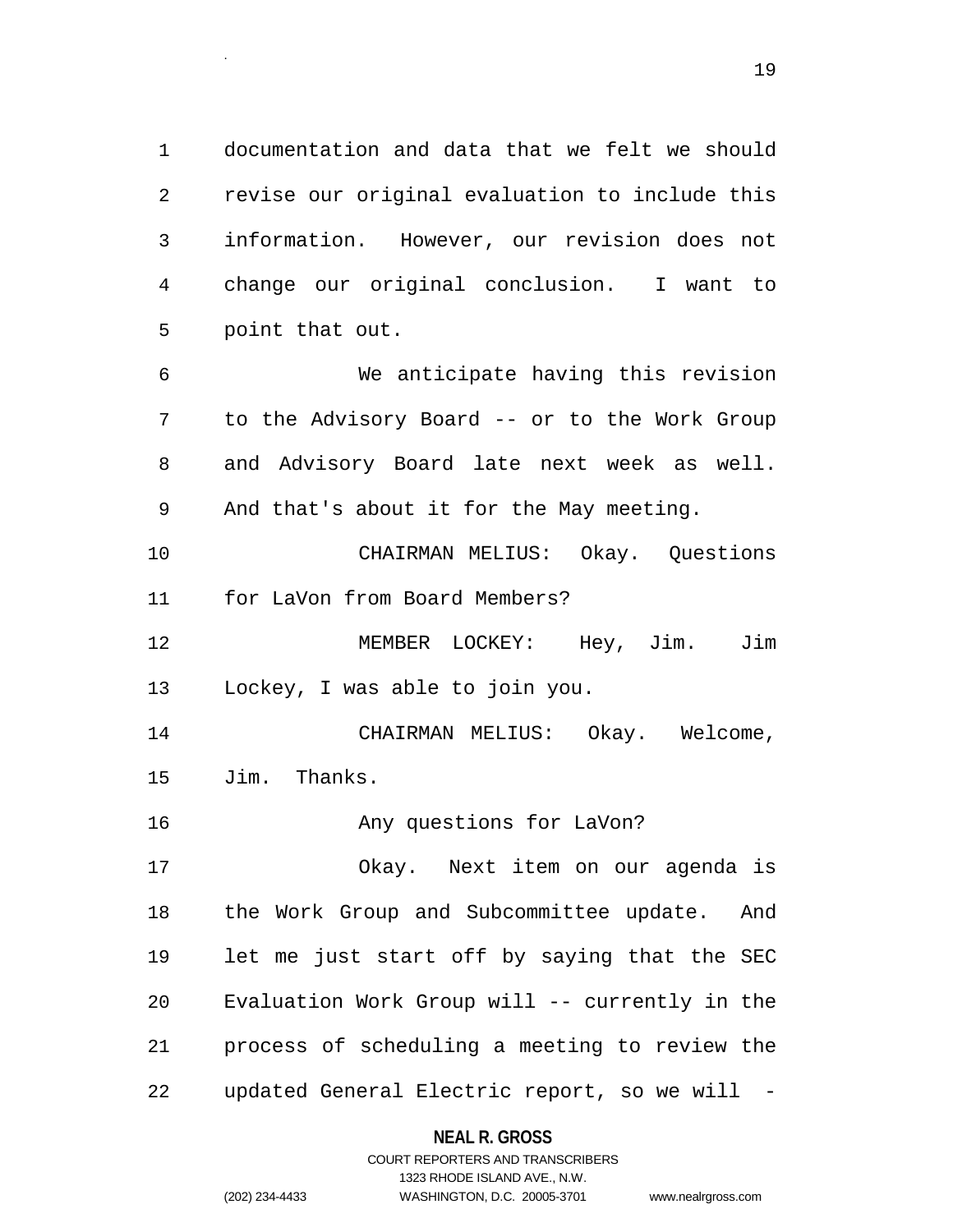documentation and data that we felt we should revise our original evaluation to include this information. However, our revision does not change our original conclusion. I want to point that out.

We anticipate having this revision to the Advisory Board -- or to the Work Group and Advisory Board late next week as well. And that's about it for the May meeting.

CHAIRMAN MELIUS: Okay. Questions for LaVon from Board Members?

MEMBER LOCKEY: Hey, Jim. Jim Lockey, I was able to join you.

CHAIRMAN MELIUS: Okay. Welcome, Jim. Thanks.

Any questions for LaVon?

Okay. Next item on our agenda is the Work Group and Subcommittee update. And let me just start off by saying that the SEC Evaluation Work Group will -- currently in the process of scheduling a meeting to review the updated General Electric report, so we will -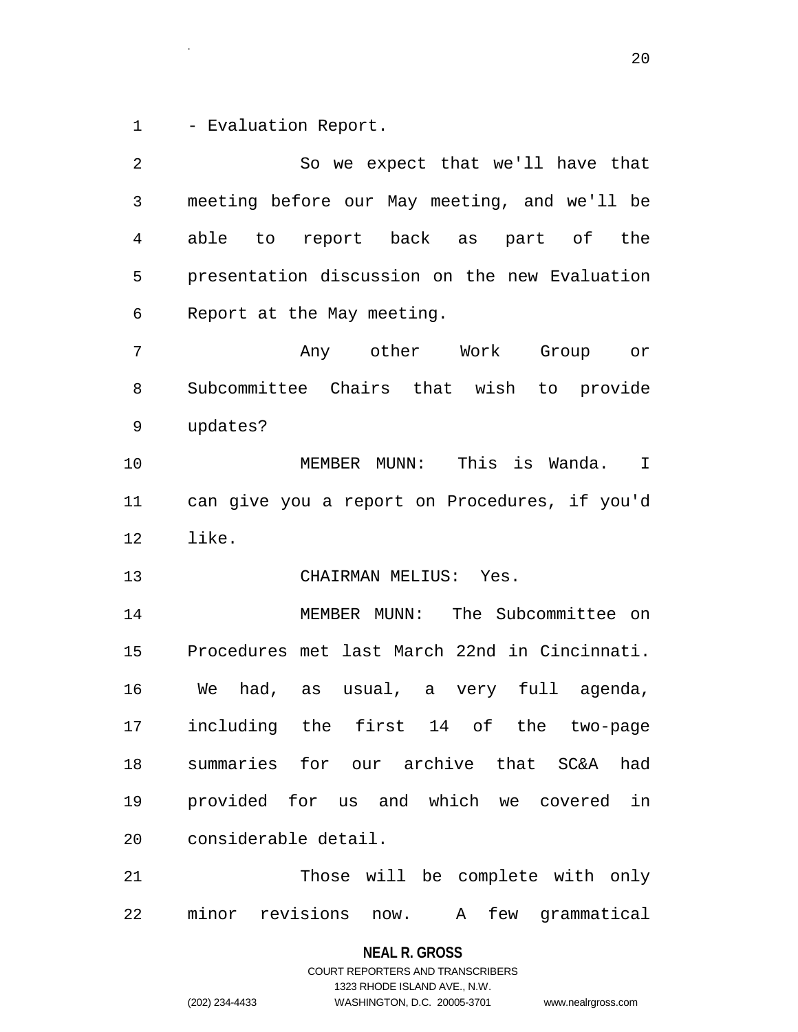- Evaluation Report.

So we expect that we'll have that meeting before our May meeting, and we'll be able to report back as part of the presentation discussion on the new Evaluation Report at the May meeting.

Any other Work Group or Subcommittee Chairs that wish to provide updates?

MEMBER MUNN: This is Wanda. I can give you a report on Procedures, if you'd like.

CHAIRMAN MELIUS: Yes.

MEMBER MUNN: The Subcommittee on Procedures met last March 22nd in Cincinnati. We had, as usual, a very full agenda, including the first 14 of the two-page summaries for our archive that SC&A had provided for us and which we covered in considerable detail.

Those will be complete with only minor revisions now. A few grammatical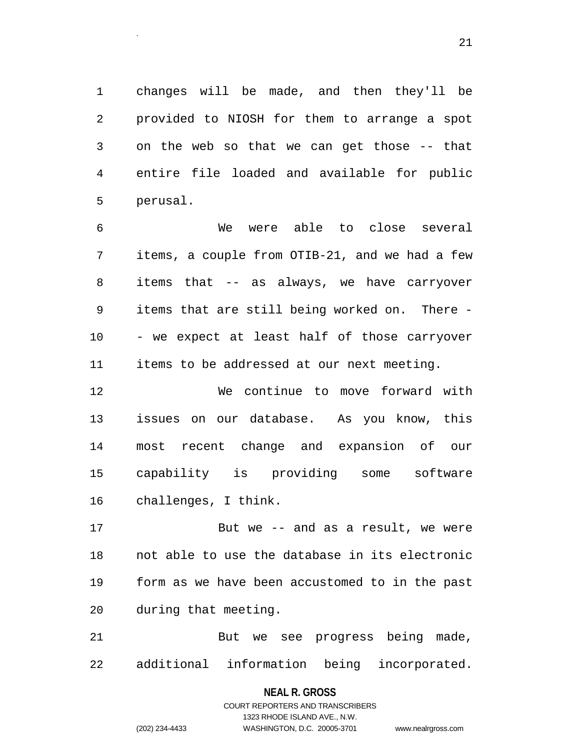changes will be made, and then they'll be provided to NIOSH for them to arrange a spot on the web so that we can get those -- that entire file loaded and available for public perusal.

We were able to close several items, a couple from OTIB-21, and we had a few items that -- as always, we have carryover items that are still being worked on. There -- we expect at least half of those carryover items to be addressed at our next meeting.

We continue to move forward with issues on our database. As you know, this most recent change and expansion of our capability is providing some software challenges, I think.

But we -- and as a result, we were not able to use the database in its electronic form as we have been accustomed to in the past during that meeting.

But we see progress being made, additional information being incorporated.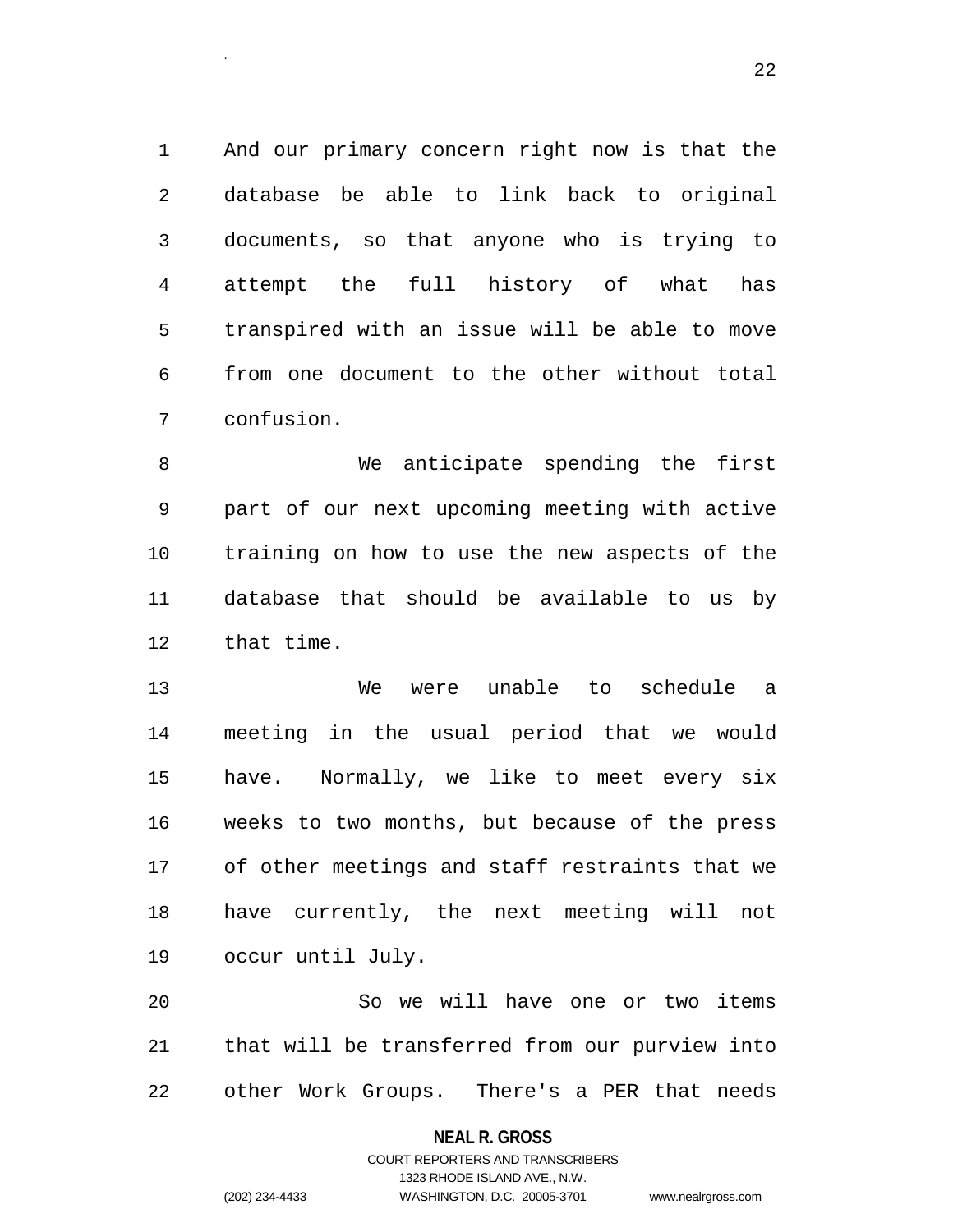And our primary concern right now is that the database be able to link back to original documents, so that anyone who is trying to attempt the full history of what has transpired with an issue will be able to move from one document to the other without total confusion.

We anticipate spending the first part of our next upcoming meeting with active training on how to use the new aspects of the database that should be available to us by that time.

We were unable to schedule a meeting in the usual period that we would have. Normally, we like to meet every six weeks to two months, but because of the press of other meetings and staff restraints that we have currently, the next meeting will not occur until July.

So we will have one or two items that will be transferred from our purview into other Work Groups. There's a PER that needs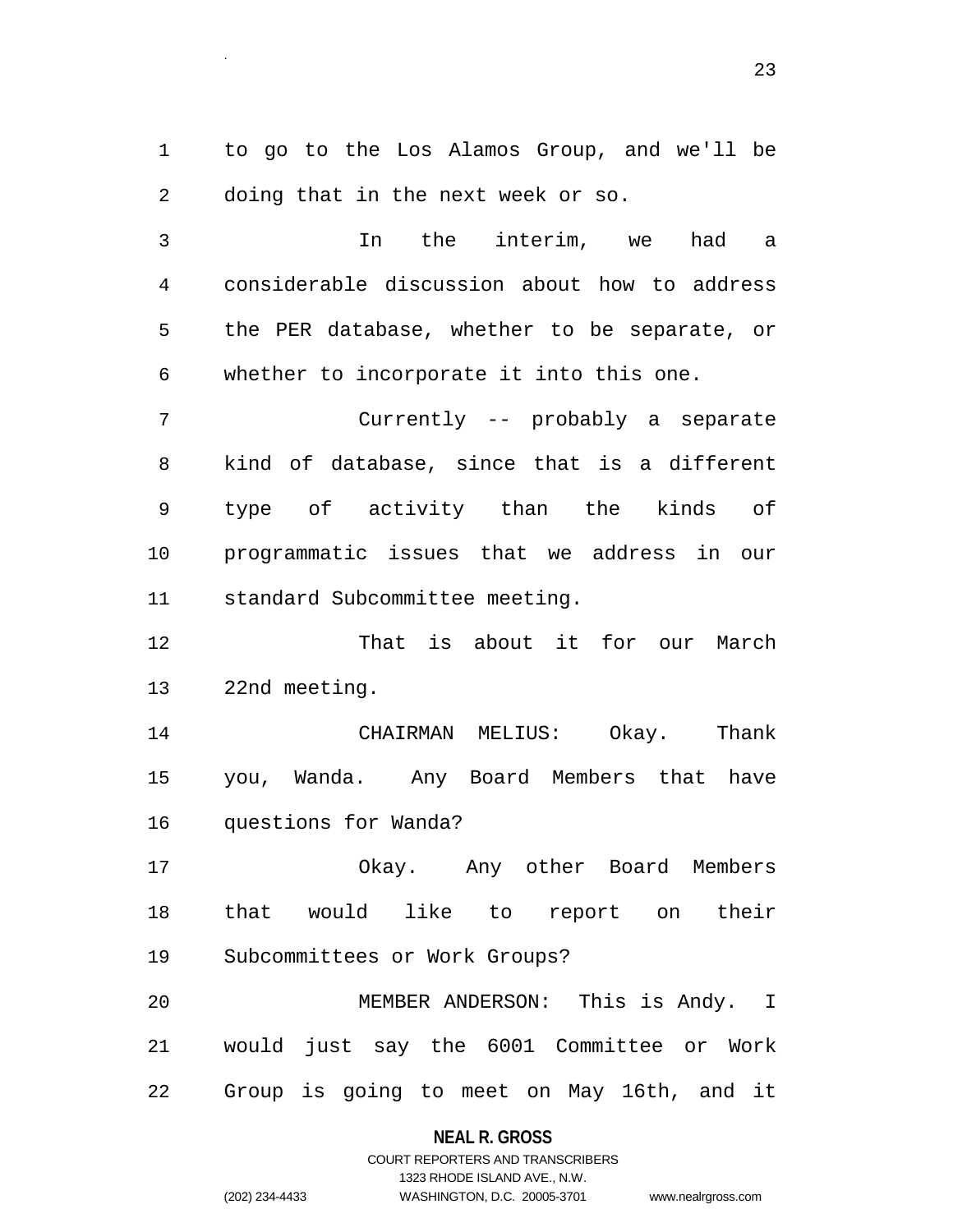to go to the Los Alamos Group, and we'll be doing that in the next week or so.

In the interim, we had a considerable discussion about how to address the PER database, whether to be separate, or whether to incorporate it into this one.

Currently -- probably a separate kind of database, since that is a different type of activity than the kinds of programmatic issues that we address in our standard Subcommittee meeting.

That is about it for our March 22nd meeting.

CHAIRMAN MELIUS: Okay. Thank you, Wanda. Any Board Members that have questions for Wanda?

Okay. Any other Board Members that would like to report on their Subcommittees or Work Groups?

MEMBER ANDERSON: This is Andy. I would just say the 6001 Committee or Work Group is going to meet on May 16th, and it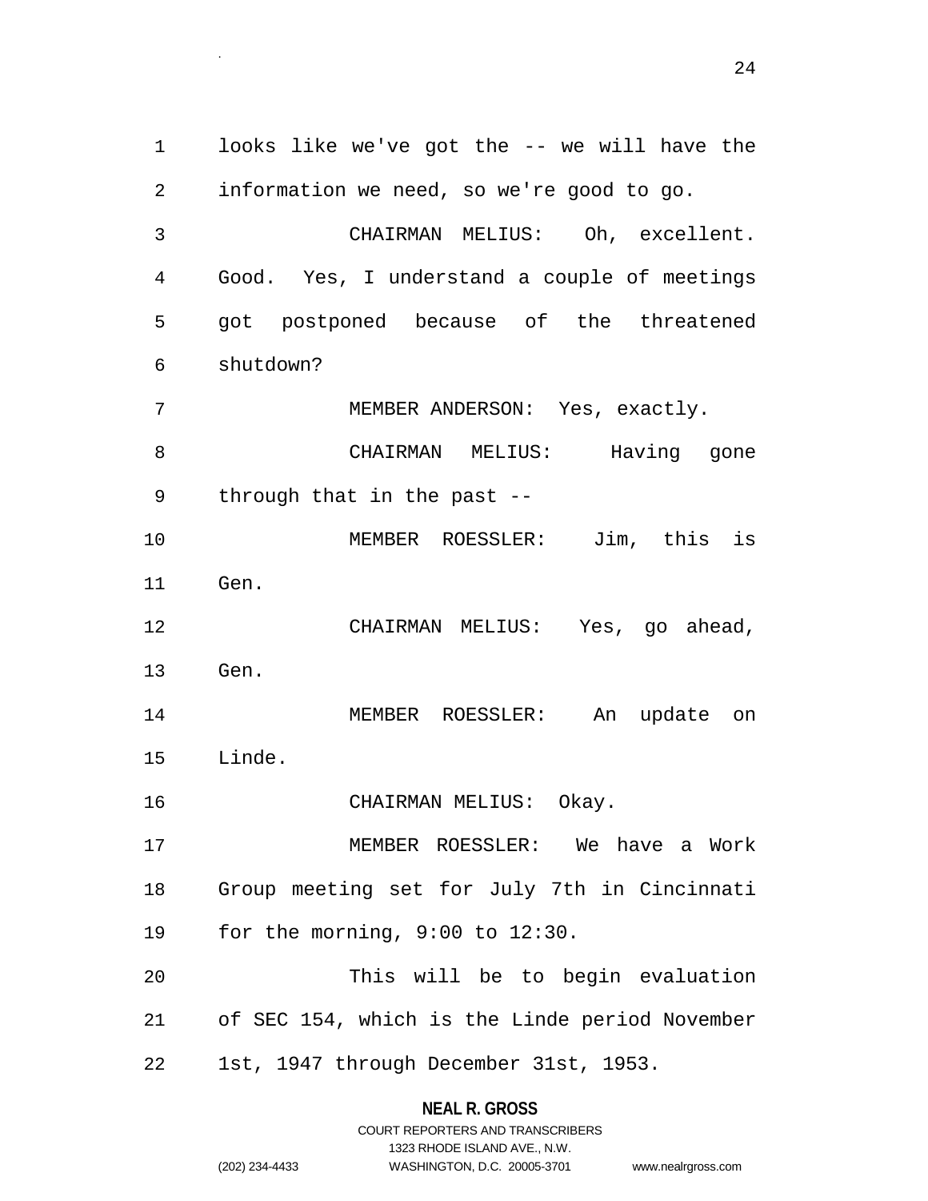looks like we've got the -- we will have the information we need, so we're good to go.

CHAIRMAN MELIUS: Oh, excellent. Good. Yes, I understand a couple of meetings got postponed because of the threatened shutdown?

MEMBER ANDERSON: Yes, exactly.

CHAIRMAN MELIUS: Having gone through that in the past --

MEMBER ROESSLER: Jim, this is Gen.

CHAIRMAN MELIUS: Yes, go ahead, Gen.

MEMBER ROESSLER: An update on Linde.

CHAIRMAN MELIUS: Okay.

MEMBER ROESSLER: We have a Work Group meeting set for July 7th in Cincinnati for the morning, 9:00 to 12:30.

This will be to begin evaluation of SEC 154, which is the Linde period November 1st, 1947 through December 31st, 1953.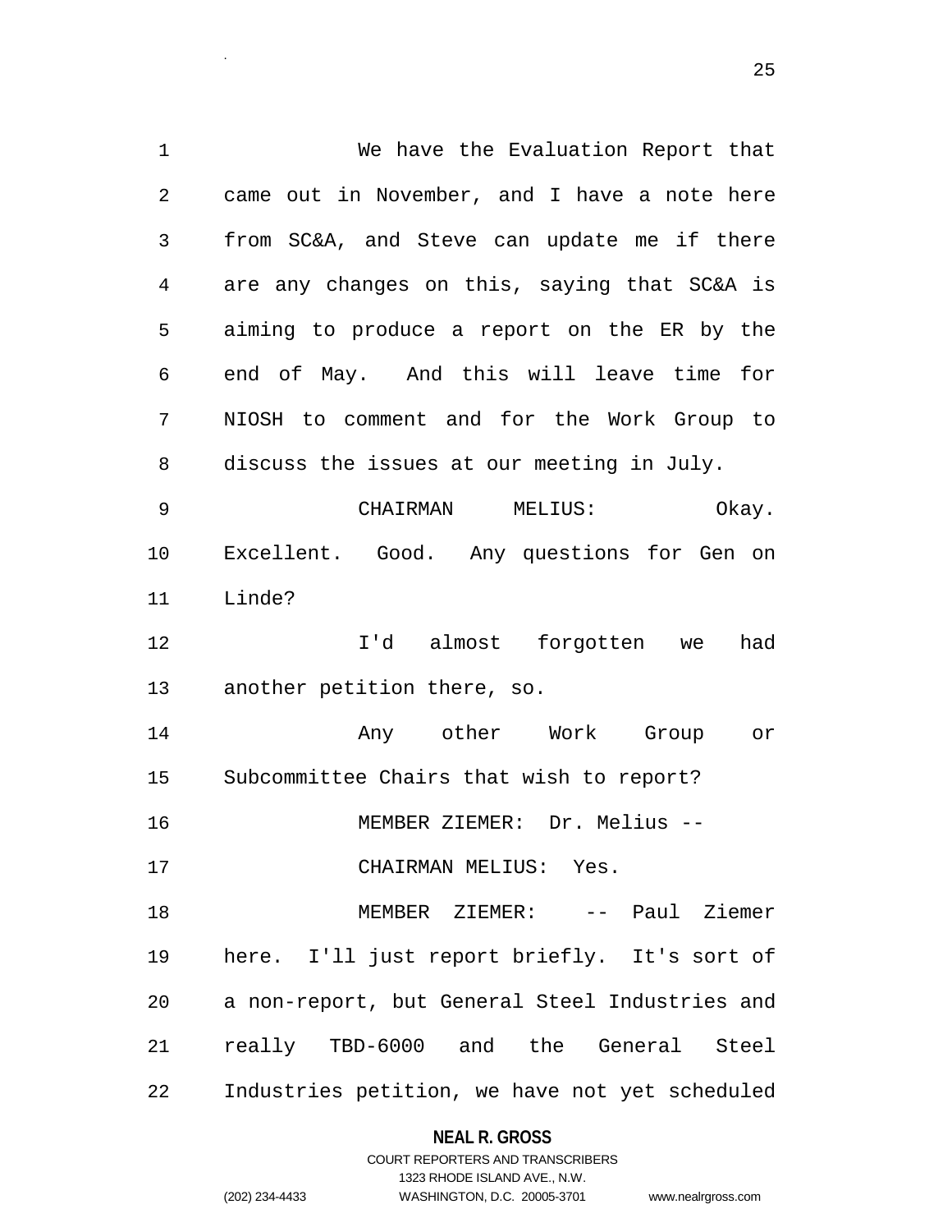We have the Evaluation Report that came out in November, and I have a note here from SC&A, and Steve can update me if there are any changes on this, saying that SC&A is aiming to produce a report on the ER by the end of May. And this will leave time for NIOSH to comment and for the Work Group to discuss the issues at our meeting in July.

CHAIRMAN MELIUS: Okay. Excellent. Good. Any questions for Gen on Linde?

I'd almost forgotten we had another petition there, so.

Any other Work Group or Subcommittee Chairs that wish to report?

MEMBER ZIEMER: Dr. Melius --

CHAIRMAN MELIUS: Yes.

MEMBER ZIEMER: -- Paul Ziemer here. I'll just report briefly. It's sort of a non-report, but General Steel Industries and really TBD-6000 and the General Steel Industries petition, we have not yet scheduled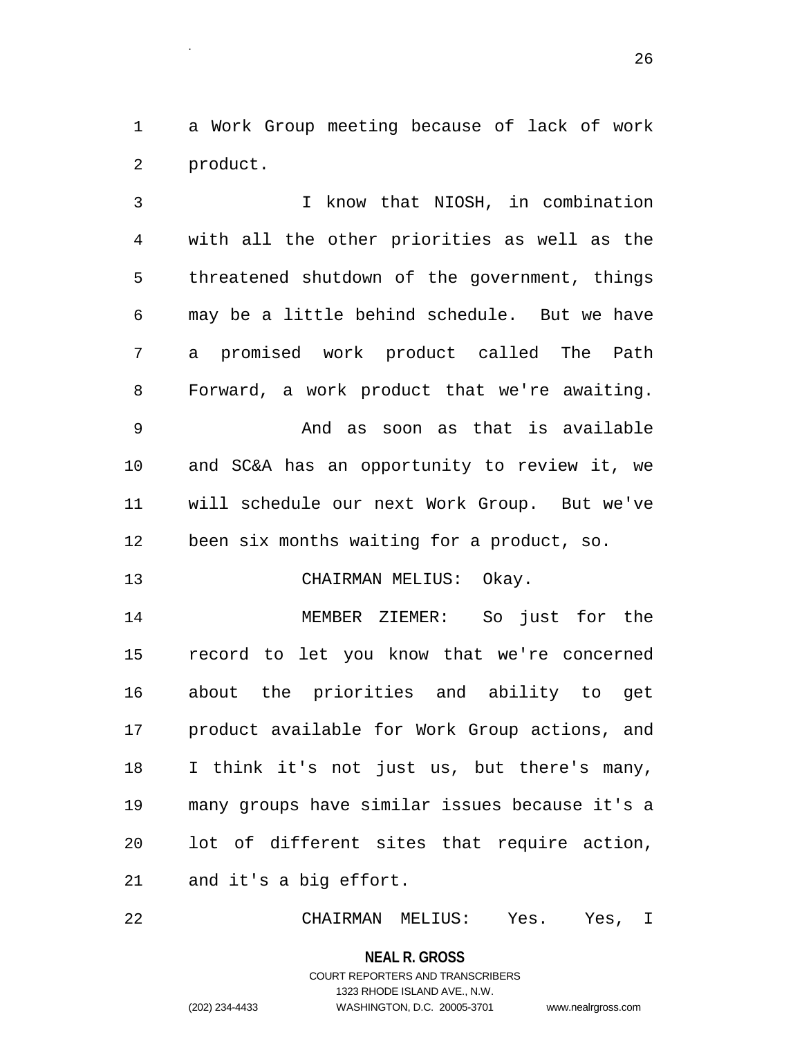a Work Group meeting because of lack of work product.

I know that NIOSH, in combination with all the other priorities as well as the threatened shutdown of the government, things may be a little behind schedule. But we have a promised work product called The Path Forward, a work product that we're awaiting.

And as soon as that is available and SC&A has an opportunity to review it, we will schedule our next Work Group. But we've been six months waiting for a product, so.

CHAIRMAN MELIUS: Okay.

MEMBER ZIEMER: So just for the record to let you know that we're concerned about the priorities and ability to get product available for Work Group actions, and I think it's not just us, but there's many, many groups have similar issues because it's a lot of different sites that require action, and it's a big effort.

CHAIRMAN MELIUS: Yes. Yes, I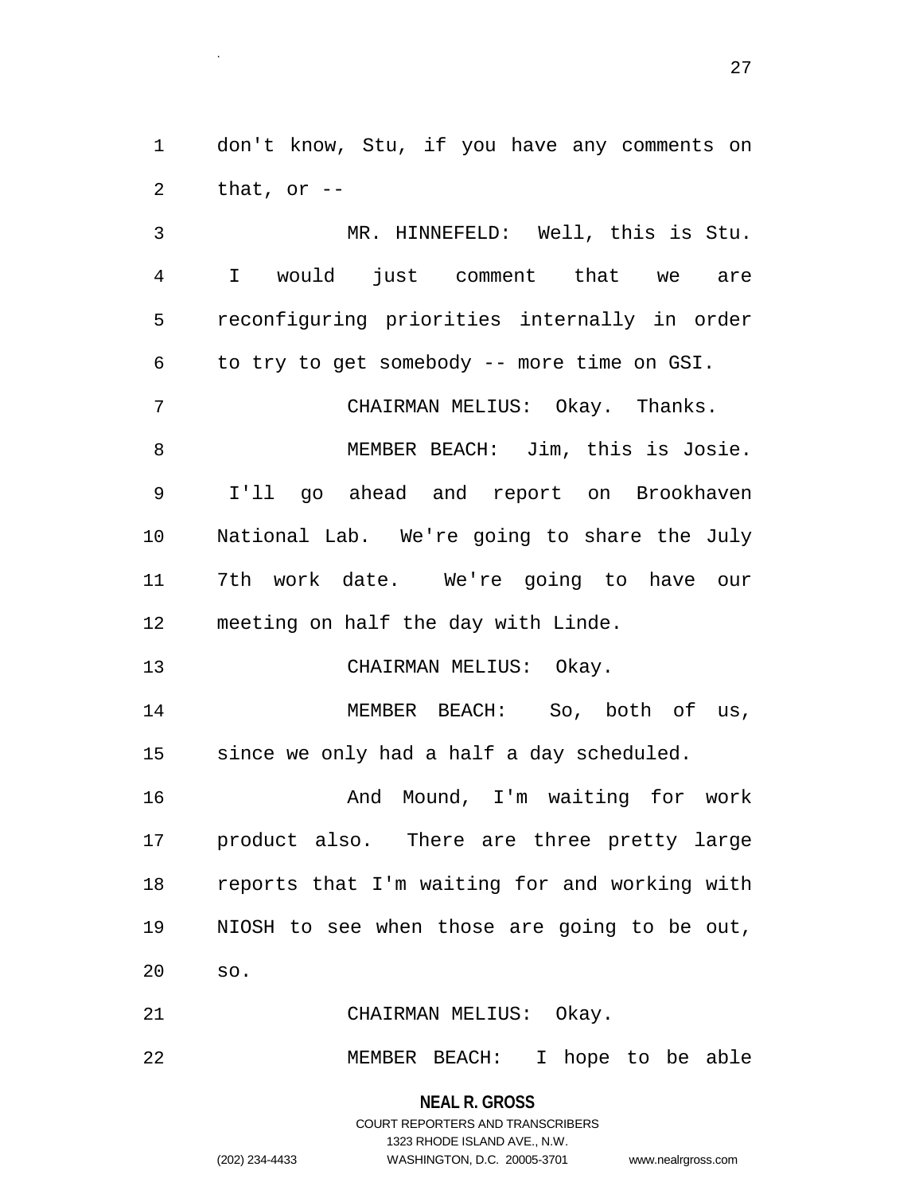don't know, Stu, if you have any comments on that, or --

MR. HINNEFELD: Well, this is Stu. I would just comment that we are reconfiguring priorities internally in order to try to get somebody -- more time on GSI.

CHAIRMAN MELIUS: Okay. Thanks.

MEMBER BEACH: Jim, this is Josie. I'll go ahead and report on Brookhaven National Lab. We're going to share the July 7th work date. We're going to have our meeting on half the day with Linde.

CHAIRMAN MELIUS: Okay.

MEMBER BEACH: So, both of us, since we only had a half a day scheduled.

And Mound, I'm waiting for work product also. There are three pretty large reports that I'm waiting for and working with NIOSH to see when those are going to be out, so.

CHAIRMAN MELIUS: Okay.

MEMBER BEACH: I hope to be able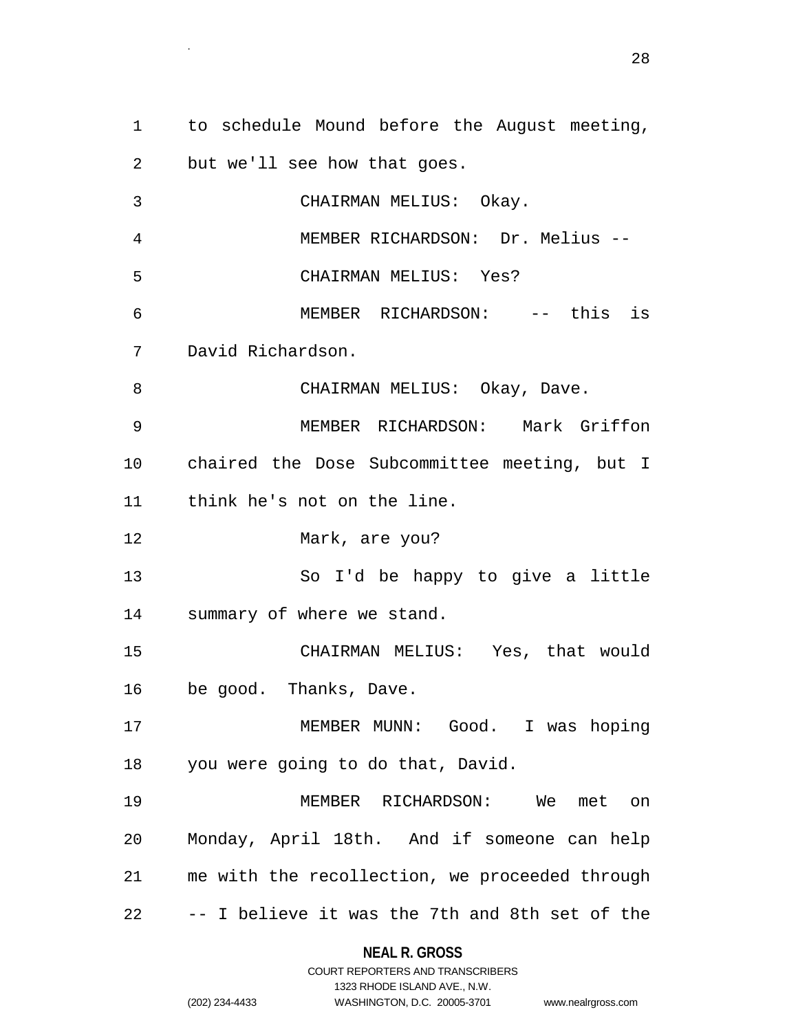to schedule Mound before the August meeting, but we'll see how that goes.

CHAIRMAN MELIUS: Okay.

MEMBER RICHARDSON: Dr. Melius --

CHAIRMAN MELIUS: Yes?

MEMBER RICHARDSON: -- this is David Richardson.

CHAIRMAN MELIUS: Okay, Dave.

MEMBER RICHARDSON: Mark Griffon chaired the Dose Subcommittee meeting, but I think he's not on the line.

Mark, are you?

So I'd be happy to give a little summary of where we stand.

CHAIRMAN MELIUS: Yes, that would be good. Thanks, Dave.

MEMBER MUNN: Good. I was hoping you were going to do that, David.

MEMBER RICHARDSON: We met on Monday, April 18th. And if someone can help me with the recollection, we proceeded through -- I believe it was the 7th and 8th set of the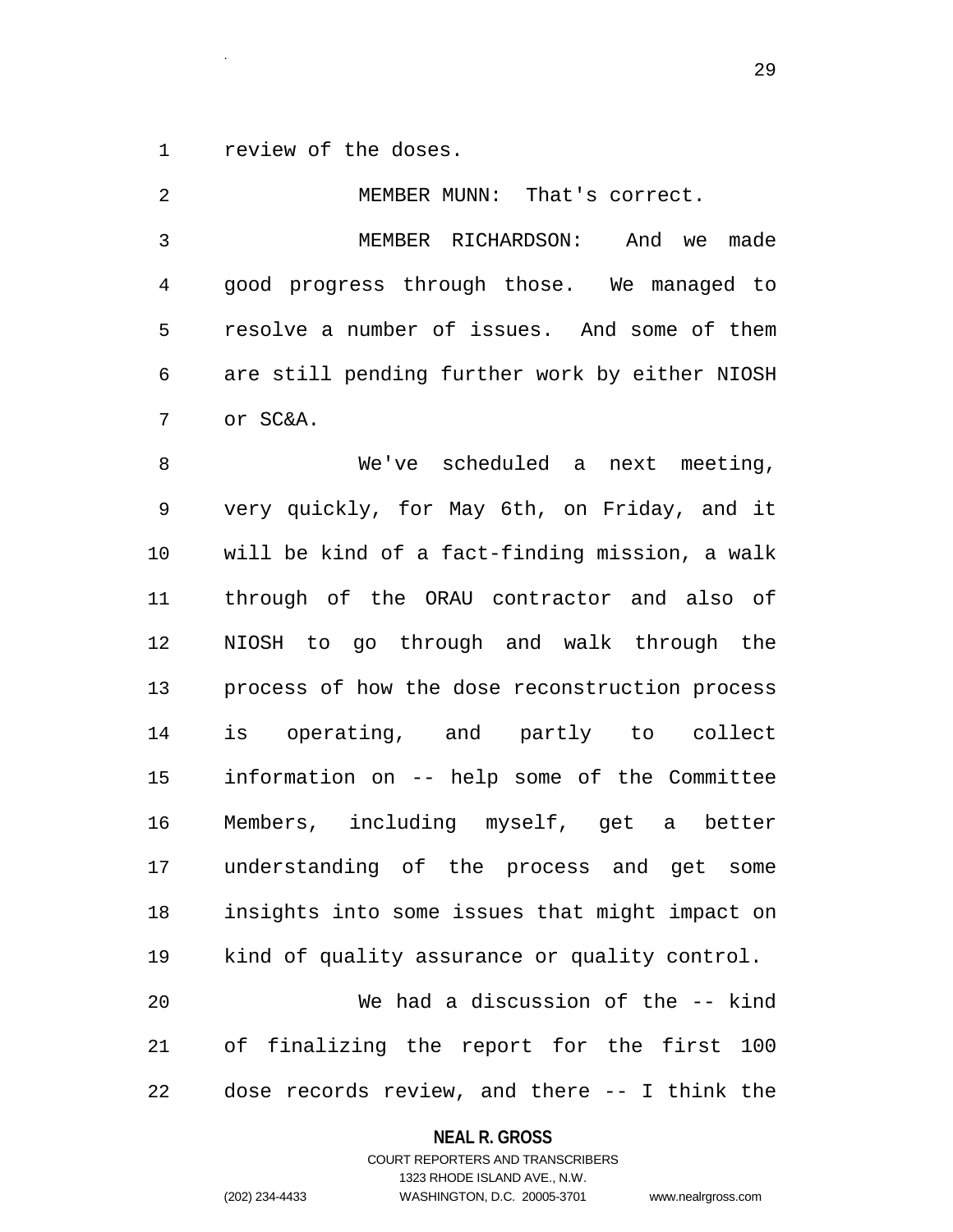review of the doses.

MEMBER MUNN: That's correct.

MEMBER RICHARDSON: And we made good progress through those. We managed to resolve a number of issues. And some of them are still pending further work by either NIOSH or SC&A.

We've scheduled a next meeting, very quickly, for May 6th, on Friday, and it will be kind of a fact-finding mission, a walk through of the ORAU contractor and also of NIOSH to go through and walk through the process of how the dose reconstruction process is operating, and partly to collect information on -- help some of the Committee Members, including myself, get a better understanding of the process and get some insights into some issues that might impact on kind of quality assurance or quality control.

We had a discussion of the -- kind of finalizing the report for the first 100 dose records review, and there -- I think the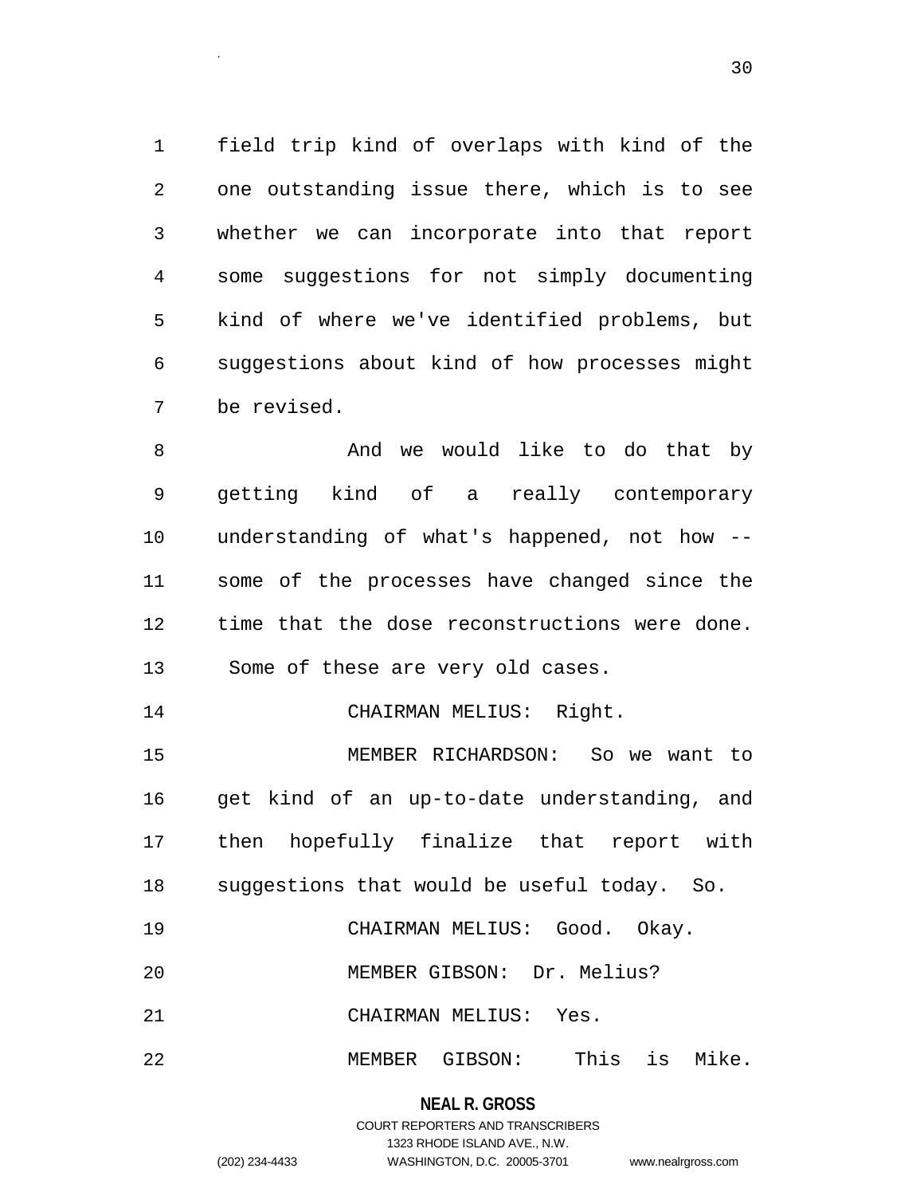field trip kind of overlaps with kind of the one outstanding issue there, which is to see whether we can incorporate into that report some suggestions for not simply documenting kind of where we've identified problems, but suggestions about kind of how processes might be revised.

And we would like to do that by getting kind of a really contemporary understanding of what's happened, not how -- some of the processes have changed since the time that the dose reconstructions were done. Some of these are very old cases.

CHAIRMAN MELIUS: Right.

MEMBER RICHARDSON: So we want to get kind of an up-to-date understanding, and then hopefully finalize that report with suggestions that would be useful today. So.

CHAIRMAN MELIUS: Good. Okay.

MEMBER GIBSON: Dr. Melius?

CHAIRMAN MELIUS: Yes.

MEMBER GIBSON: This is Mike.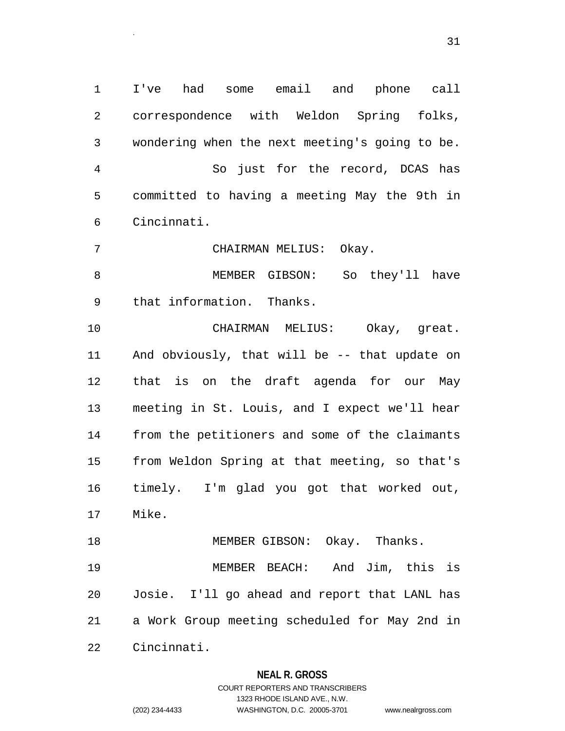I've had some email and phone call correspondence with Weldon Spring folks, wondering when the next meeting's going to be.

So just for the record, DCAS has committed to having a meeting May the 9th in Cincinnati.

CHAIRMAN MELIUS: Okay.

MEMBER GIBSON: So they'll have that information. Thanks.

CHAIRMAN MELIUS: Okay, great. And obviously, that will be -- that update on that is on the draft agenda for our May meeting in St. Louis, and I expect we'll hear from the petitioners and some of the claimants from Weldon Spring at that meeting, so that's timely. I'm glad you got that worked out, Mike.

MEMBER GIBSON: Okay. Thanks.

MEMBER BEACH: And Jim, this is Josie. I'll go ahead and report that LANL has a Work Group meeting scheduled for May 2nd in Cincinnati.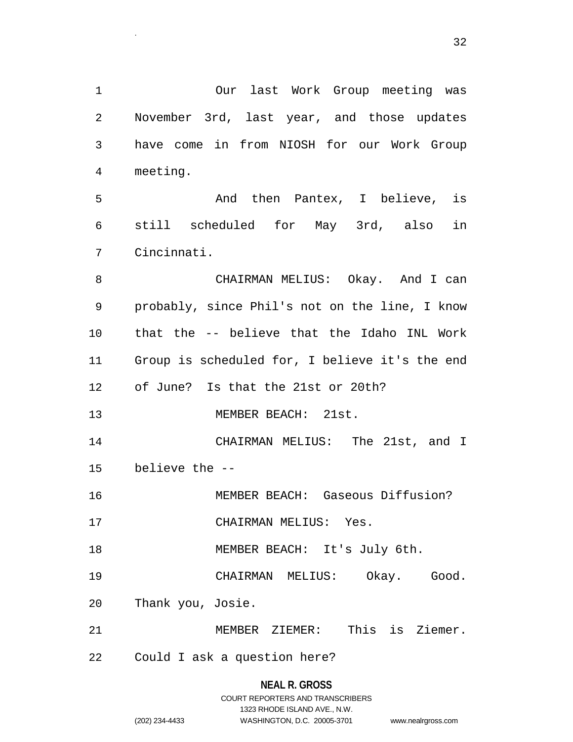Our last Work Group meeting was November 3rd, last year, and those updates have come in from NIOSH for our Work Group meeting.

And then Pantex, I believe, is still scheduled for May 3rd, also in Cincinnati.

CHAIRMAN MELIUS: Okay. And I can probably, since Phil's not on the line, I know that the -- believe that the Idaho INL Work Group is scheduled for, I believe it's the end of June? Is that the 21st or 20th?

MEMBER BEACH: 21st.

CHAIRMAN MELIUS: The 21st, and I believe the --

MEMBER BEACH: Gaseous Diffusion?

CHAIRMAN MELIUS: Yes.

MEMBER BEACH: It's July 6th.

CHAIRMAN MELIUS: Okay. Good. Thank you, Josie.

MEMBER ZIEMER: This is Ziemer. Could I ask a question here?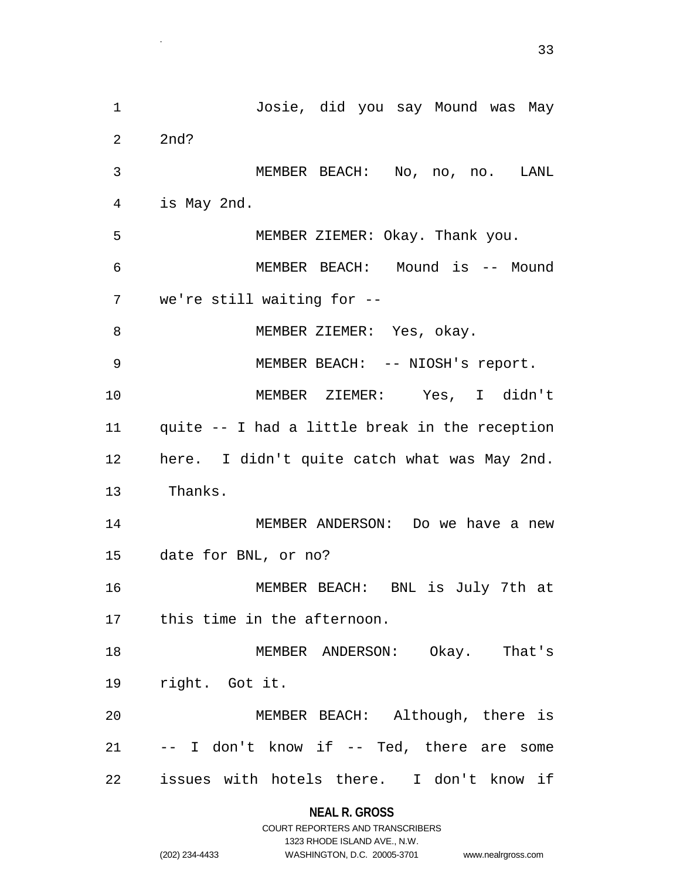Josie, did you say Mound was May 2nd?

MEMBER BEACH: No, no, no. LANL is May 2nd.

MEMBER ZIEMER: Okay. Thank you.

MEMBER BEACH: Mound is -- Mound we're still waiting for --

MEMBER ZIEMER: Yes, okay.

MEMBER BEACH: -- NIOSH's report.

MEMBER ZIEMER: Yes, I didn't quite -- I had a little break in the reception here. I didn't quite catch what was May 2nd. Thanks.

MEMBER ANDERSON: Do we have a new date for BNL, or no?

MEMBER BEACH: BNL is July 7th at this time in the afternoon.

MEMBER ANDERSON: Okay. That's right. Got it.

MEMBER BEACH: Although, there is -- I don't know if -- Ted, there are some issues with hotels there. I don't know if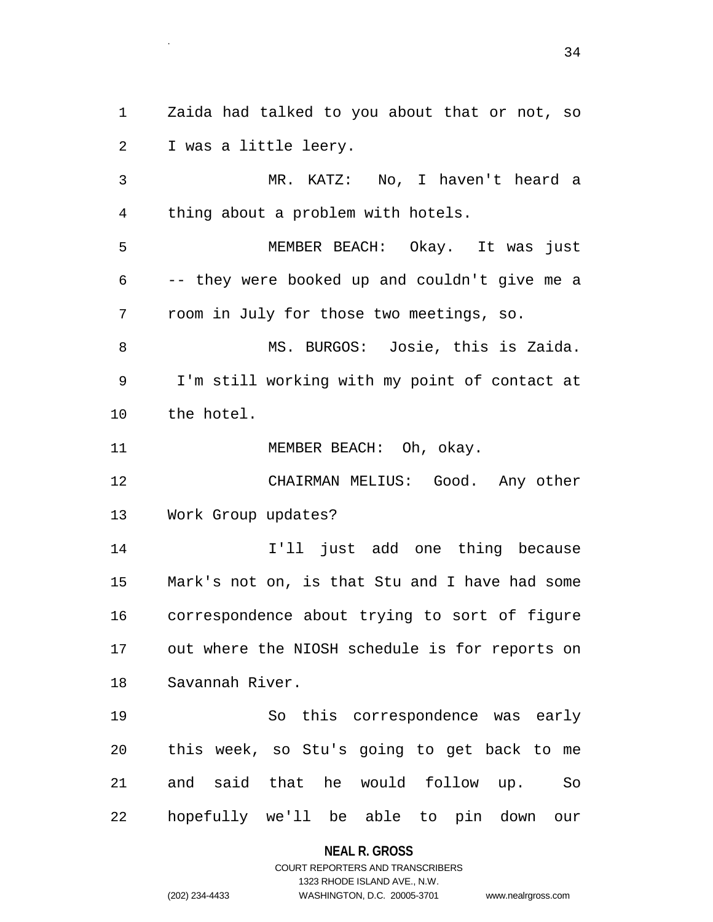Zaida had talked to you about that or not, so I was a little leery.

MR. KATZ: No, I haven't heard a thing about a problem with hotels.

MEMBER BEACH: Okay. It was just -- they were booked up and couldn't give me a room in July for those two meetings, so.

MS. BURGOS: Josie, this is Zaida. I'm still working with my point of contact at the hotel.

MEMBER BEACH: Oh, okay.

CHAIRMAN MELIUS: Good. Any other Work Group updates?

I'll just add one thing because Mark's not on, is that Stu and I have had some correspondence about trying to sort of figure out where the NIOSH schedule is for reports on Savannah River.

So this correspondence was early this week, so Stu's going to get back to me and said that he would follow up. So hopefully we'll be able to pin down our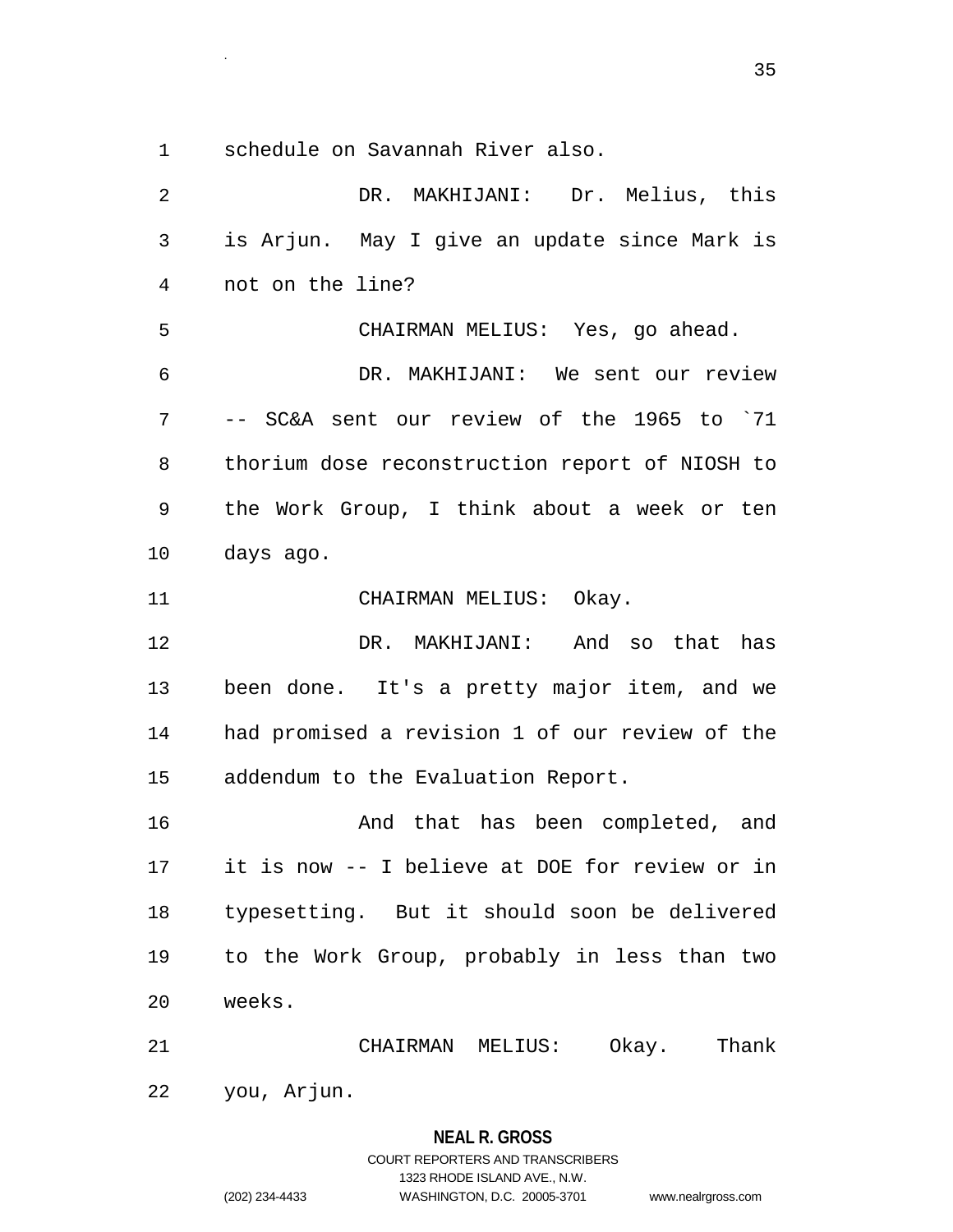schedule on Savannah River also.

DR. MAKHIJANI: Dr. Melius, this is Arjun. May I give an update since Mark is not on the line?

CHAIRMAN MELIUS: Yes, go ahead.

DR. MAKHIJANI: We sent our review -- SC&A sent our review of the 1965 to `71 thorium dose reconstruction report of NIOSH to the Work Group, I think about a week or ten days ago.

CHAIRMAN MELIUS: Okay.

DR. MAKHIJANI: And so that has been done. It's a pretty major item, and we had promised a revision 1 of our review of the addendum to the Evaluation Report.

And that has been completed, and it is now -- I believe at DOE for review or in typesetting. But it should soon be delivered to the Work Group, probably in less than two weeks.

CHAIRMAN MELIUS: Okay. Thank you, Arjun.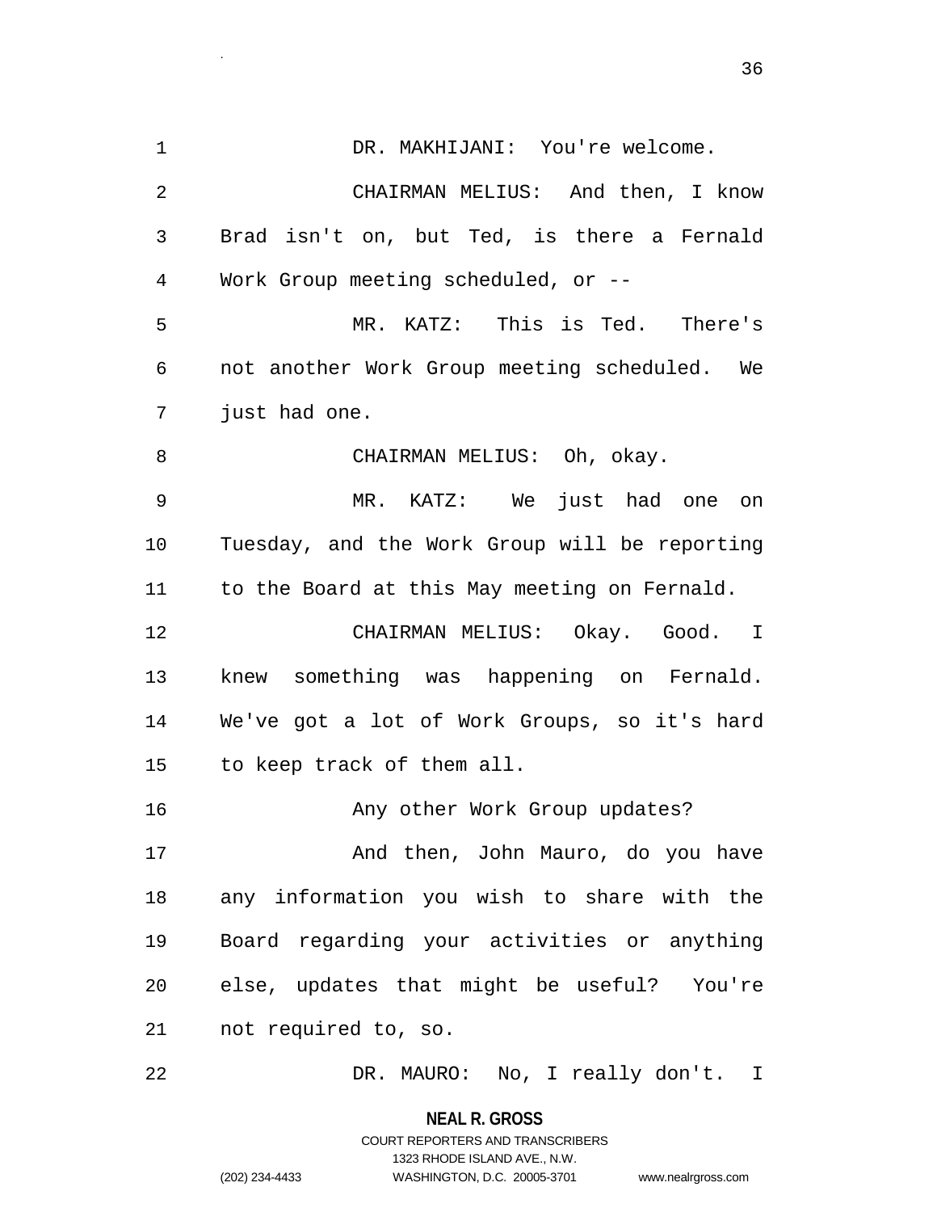DR. MAKHIJANI: You're welcome.

CHAIRMAN MELIUS: And then, I know Brad isn't on, but Ted, is there a Fernald Work Group meeting scheduled, or --

MR. KATZ: This is Ted. There's not another Work Group meeting scheduled. We just had one.

CHAIRMAN MELIUS: Oh, okay.

MR. KATZ: We just had one on Tuesday, and the Work Group will be reporting to the Board at this May meeting on Fernald.

CHAIRMAN MELIUS: Okay. Good. I knew something was happening on Fernald. We've got a lot of Work Groups, so it's hard to keep track of them all.

Any other Work Group updates?

And then, John Mauro, do you have any information you wish to share with the Board regarding your activities or anything else, updates that might be useful? You're not required to, so.

DR. MAURO: No, I really don't. I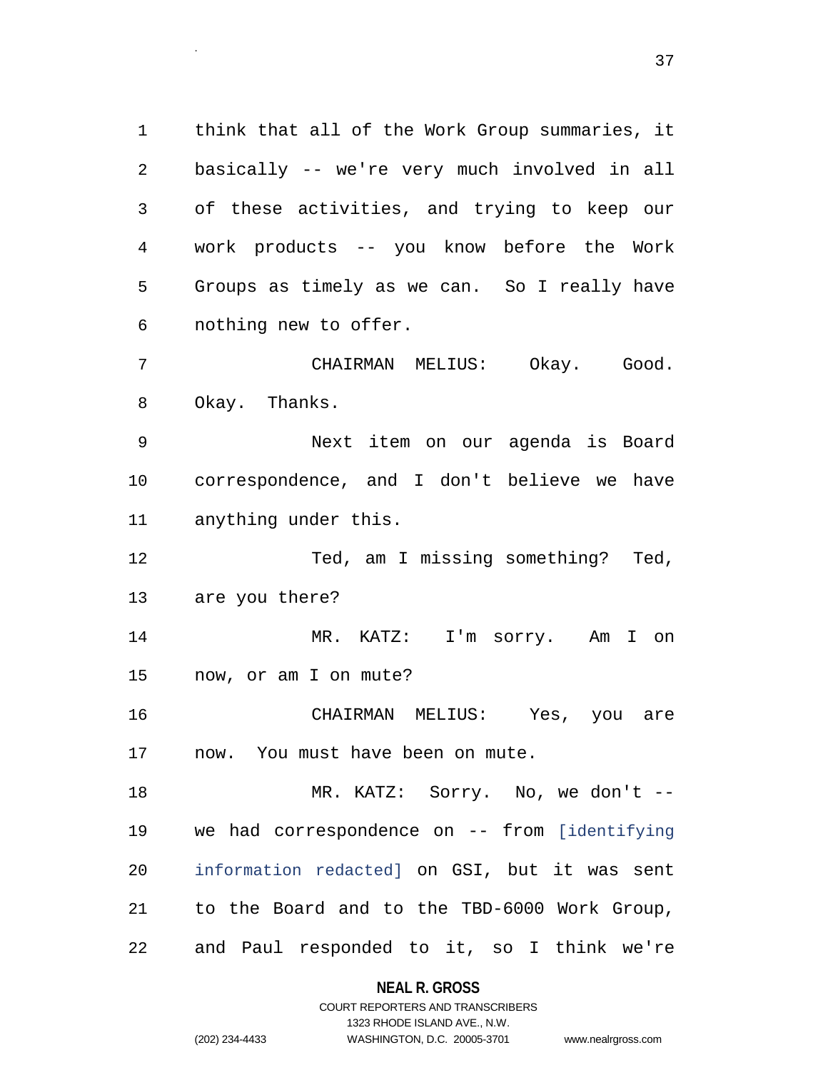think that all of the Work Group summaries, it basically -- we're very much involved in all of these activities, and trying to keep our work products -- you know before the Work Groups as timely as we can. So I really have nothing new to offer.

CHAIRMAN MELIUS: Okay. Good. Okay. Thanks.

Next item on our agenda is Board correspondence, and I don't believe we have anything under this.

Ted, am I missing something? Ted, are you there?

MR. KATZ: I'm sorry. Am I on now, or am I on mute?

CHAIRMAN MELIUS: Yes, you are now. You must have been on mute.

MR. KATZ: Sorry. No, we don't -- we had correspondence on -- from [identifying information redacted] on GSI, but it was sent to the Board and to the TBD-6000 Work Group, and Paul responded to it, so I think we're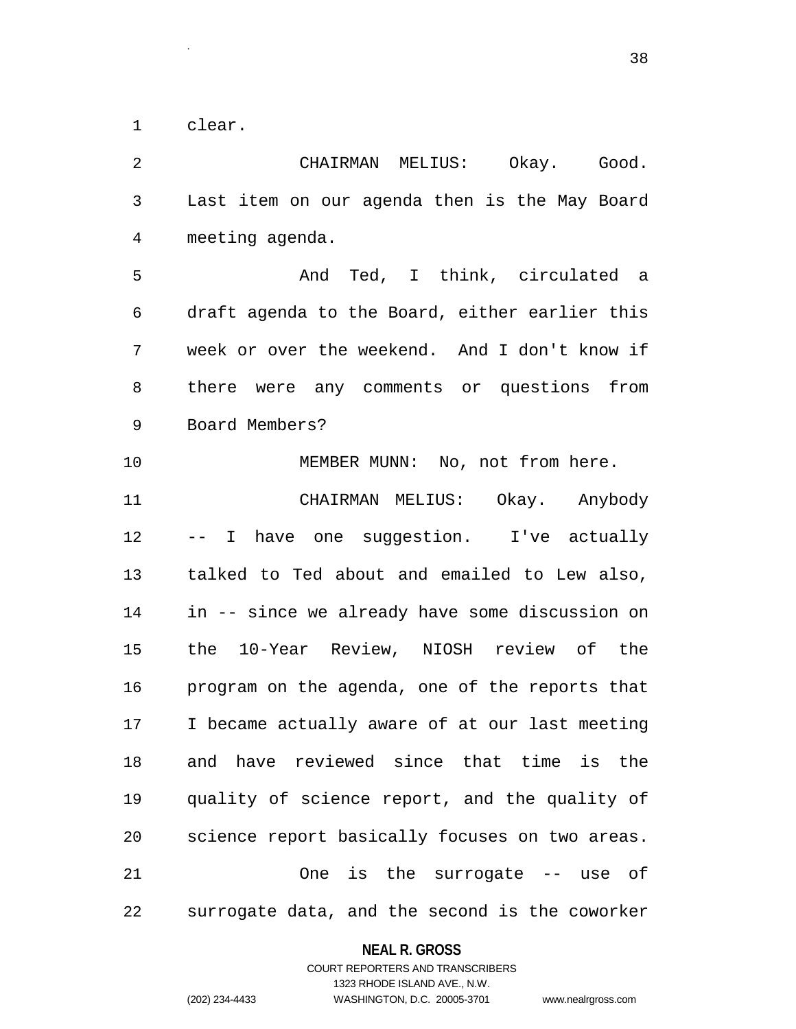clear.

CHAIRMAN MELIUS: Okay. Good. Last item on our agenda then is the May Board meeting agenda.

And Ted, I think, circulated a draft agenda to the Board, either earlier this week or over the weekend. And I don't know if there were any comments or questions from Board Members?

MEMBER MUNN: No, not from here.

CHAIRMAN MELIUS: Okay. Anybody -- I have one suggestion. I've actually talked to Ted about and emailed to Lew also, in -- since we already have some discussion on the 10-Year Review, NIOSH review of the program on the agenda, one of the reports that I became actually aware of at our last meeting and have reviewed since that time is the quality of science report, and the quality of science report basically focuses on two areas.

One is the surrogate -- use of surrogate data, and the second is the coworker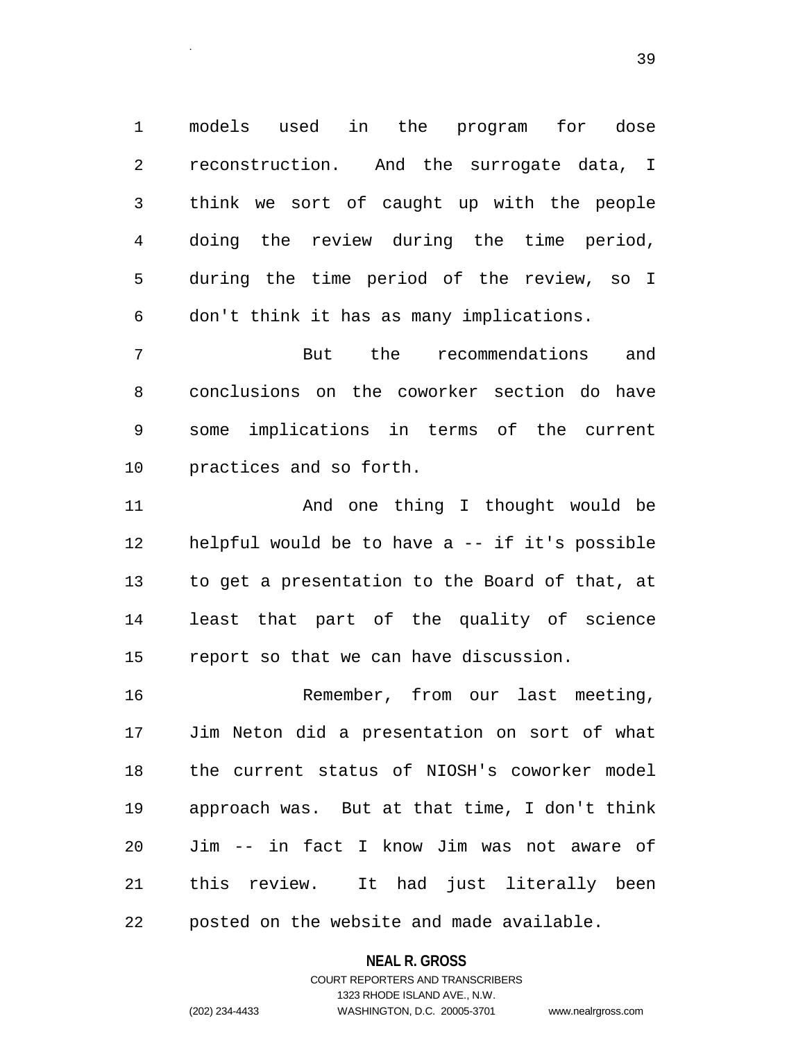models used in the program for dose reconstruction. And the surrogate data, I think we sort of caught up with the people doing the review during the time period, during the time period of the review, so I don't think it has as many implications.

But the recommendations and conclusions on the coworker section do have some implications in terms of the current practices and so forth.

And one thing I thought would be helpful would be to have a -- if it's possible to get a presentation to the Board of that, at least that part of the quality of science report so that we can have discussion.

Remember, from our last meeting, Jim Neton did a presentation on sort of what the current status of NIOSH's coworker model approach was. But at that time, I don't think Jim -- in fact I know Jim was not aware of this review. It had just literally been posted on the website and made available.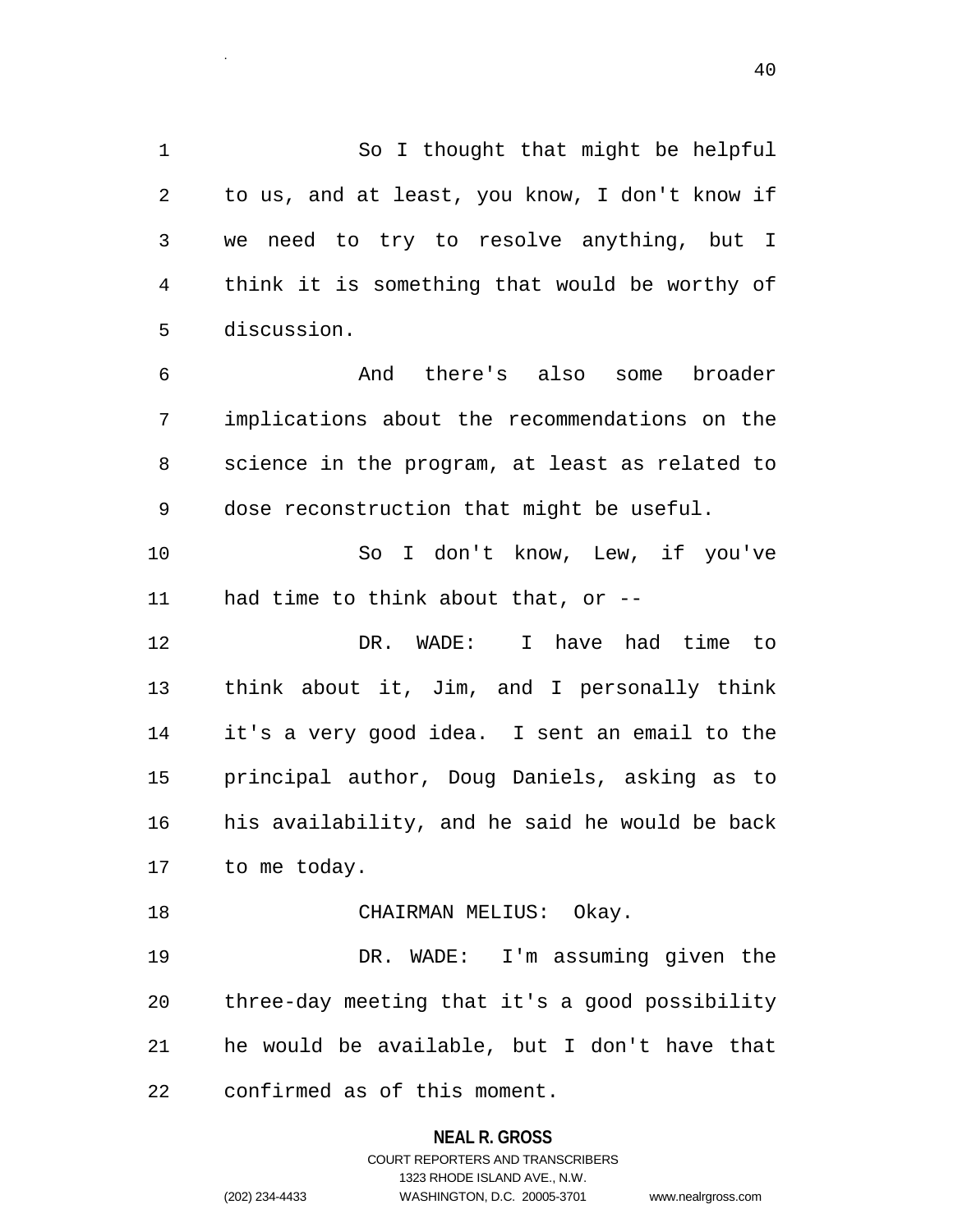So I thought that might be helpful to us, and at least, you know, I don't know if we need to try to resolve anything, but I think it is something that would be worthy of discussion.

And there's also some broader implications about the recommendations on the science in the program, at least as related to dose reconstruction that might be useful.

So I don't know, Lew, if you've had time to think about that, or --

DR. WADE: I have had time to think about it, Jim, and I personally think it's a very good idea. I sent an email to the principal author, Doug Daniels, asking as to his availability, and he said he would be back to me today.

CHAIRMAN MELIUS: Okay.

DR. WADE: I'm assuming given the three-day meeting that it's a good possibility he would be available, but I don't have that confirmed as of this moment.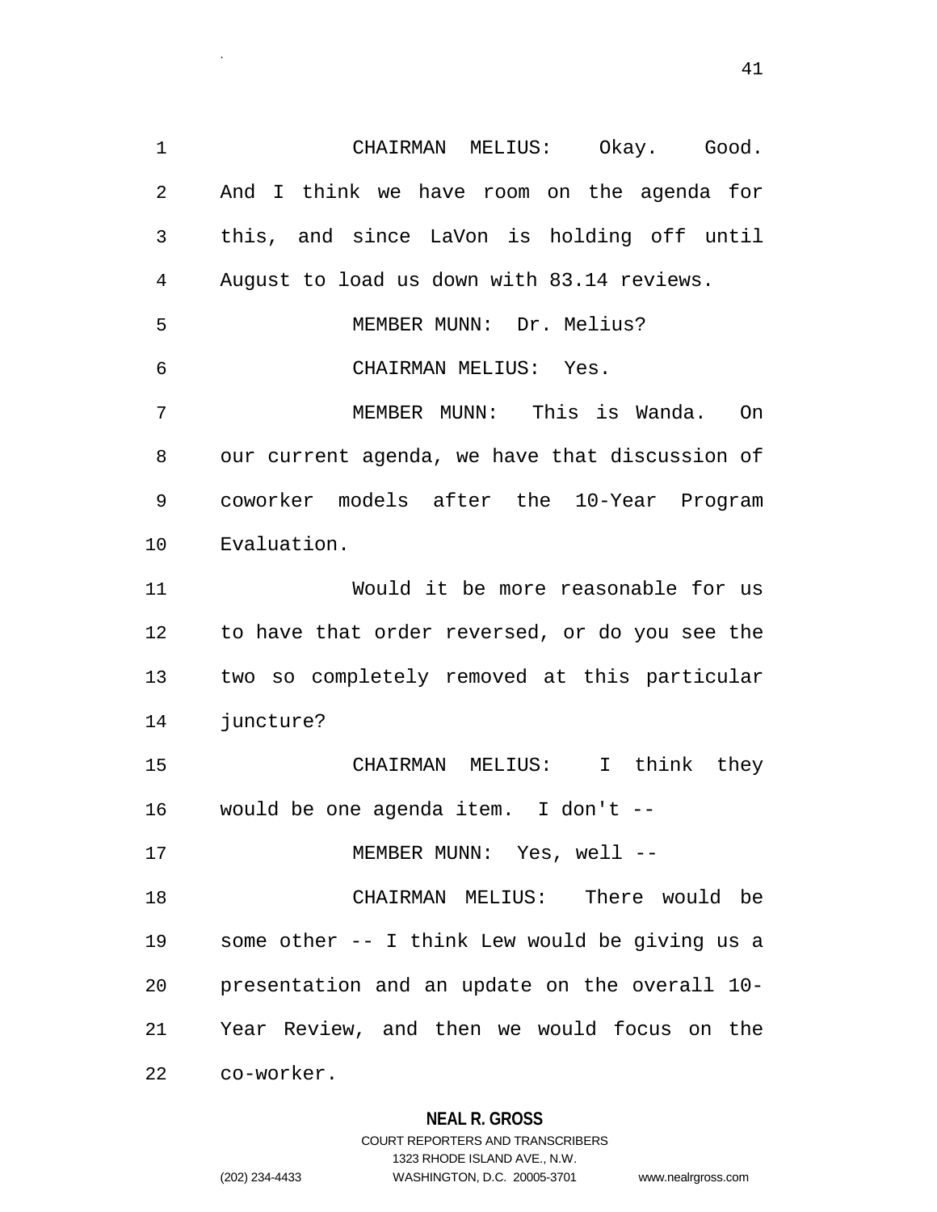CHAIRMAN MELIUS: Okay. Good. And I think we have room on the agenda for this, and since LaVon is holding off until August to load us down with 83.14 reviews.

MEMBER MUNN: Dr. Melius?

CHAIRMAN MELIUS: Yes.

MEMBER MUNN: This is Wanda. On our current agenda, we have that discussion of coworker models after the 10-Year Program Evaluation.

Would it be more reasonable for us to have that order reversed, or do you see the two so completely removed at this particular juncture?

CHAIRMAN MELIUS: I think they would be one agenda item. I don't --

MEMBER MUNN: Yes, well --

CHAIRMAN MELIUS: There would be some other -- I think Lew would be giving us a presentation and an update on the overall 10-Year Review, and then we would focus on the co-worker.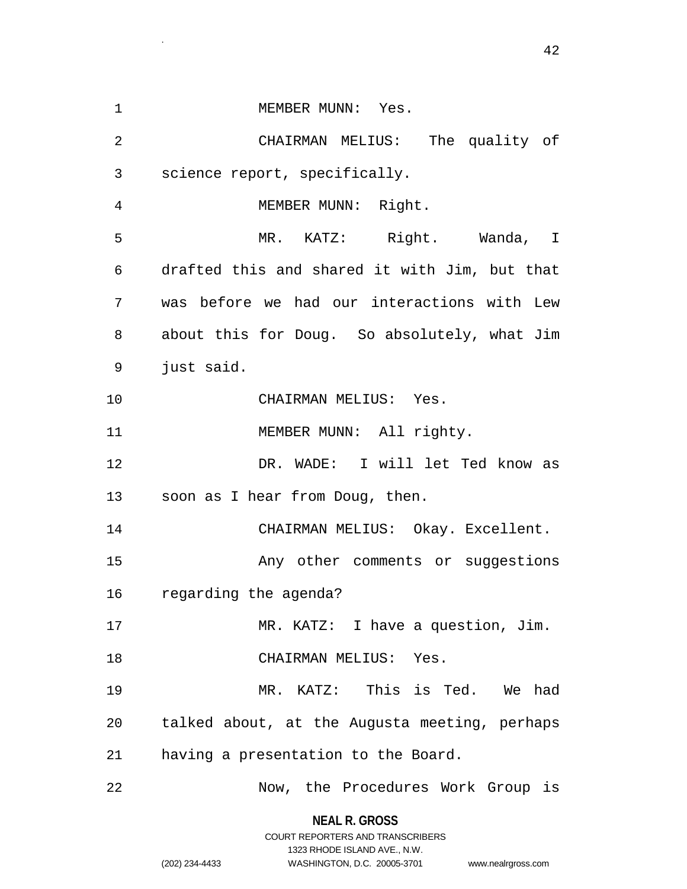MEMBER MUNN: Yes.

CHAIRMAN MELIUS: The quality of science report, specifically.

MEMBER MUNN: Right.

MR. KATZ: Right. Wanda, I drafted this and shared it with Jim, but that was before we had our interactions with Lew about this for Doug. So absolutely, what Jim just said.

CHAIRMAN MELIUS: Yes.

MEMBER MUNN: All righty.

DR. WADE: I will let Ted know as soon as I hear from Doug, then.

CHAIRMAN MELIUS: Okay. Excellent.

Any other comments or suggestions regarding the agenda?

MR. KATZ: I have a question, Jim.

CHAIRMAN MELIUS: Yes.

MR. KATZ: This is Ted. We had talked about, at the Augusta meeting, perhaps having a presentation to the Board.

Now, the Procedures Work Group is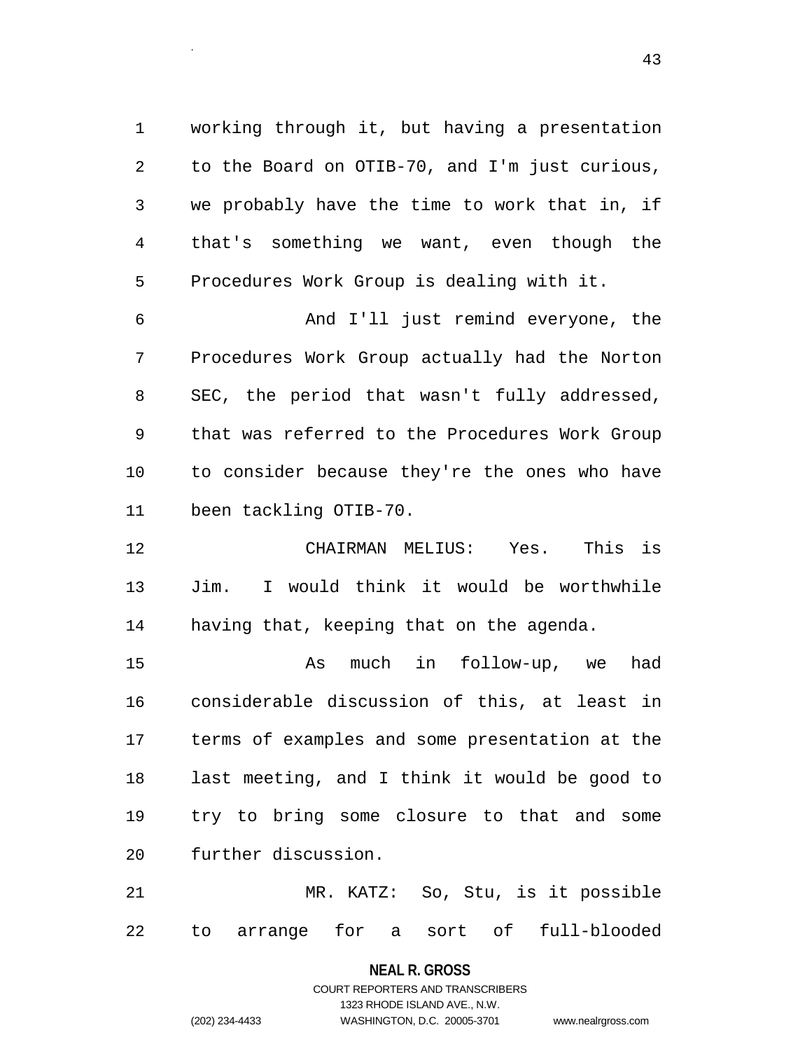working through it, but having a presentation to the Board on OTIB-70, and I'm just curious, we probably have the time to work that in, if that's something we want, even though the Procedures Work Group is dealing with it.

And I'll just remind everyone, the Procedures Work Group actually had the Norton SEC, the period that wasn't fully addressed, that was referred to the Procedures Work Group to consider because they're the ones who have been tackling OTIB-70.

CHAIRMAN MELIUS: Yes. This is Jim. I would think it would be worthwhile having that, keeping that on the agenda.

As much in follow-up, we had considerable discussion of this, at least in terms of examples and some presentation at the last meeting, and I think it would be good to try to bring some closure to that and some further discussion.

MR. KATZ: So, Stu, is it possible to arrange for a sort of full-blooded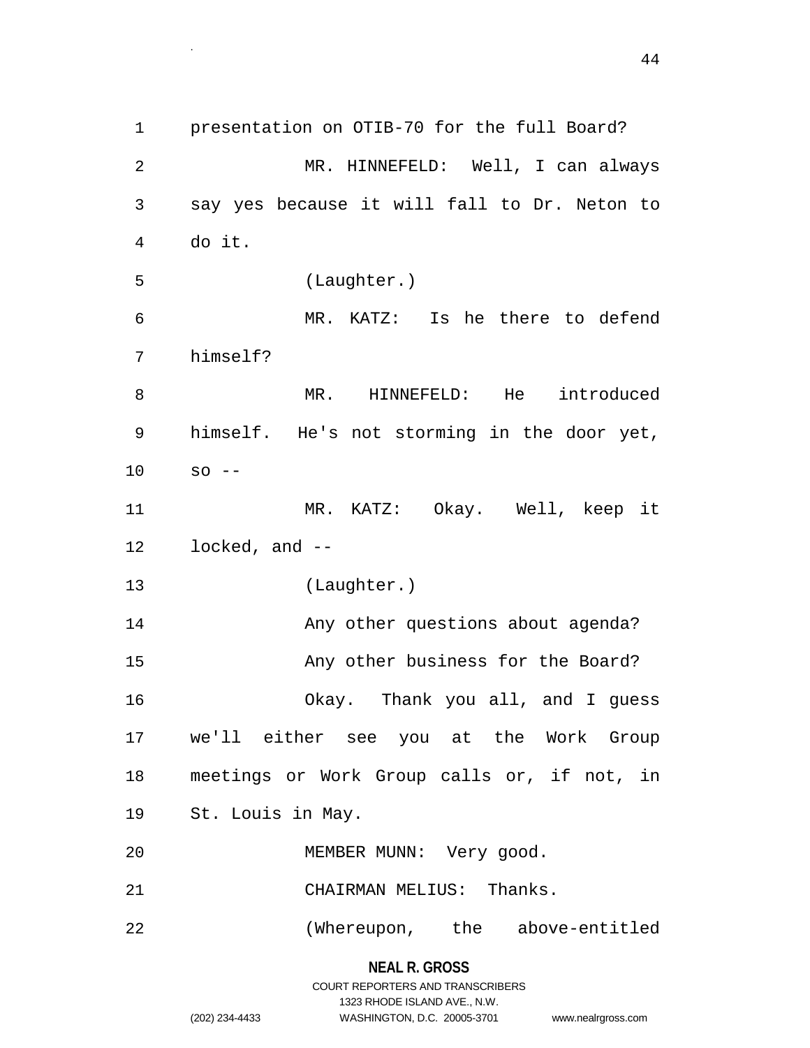presentation on OTIB-70 for the full Board?

MR. HINNEFELD: Well, I can always say yes because it will fall to Dr. Neton to do it.

(Laughter.)

MR. KATZ: Is he there to defend himself?

MR. HINNEFELD: He introduced himself. He's not storming in the door yet, so --

MR. KATZ: Okay. Well, keep it locked, and --

(Laughter.)

Any other questions about agenda?

Any other business for the Board?

Okay. Thank you all, and I guess we'll either see you at the Work Group meetings or Work Group calls or, if not, in St. Louis in May.

MEMBER MUNN: Very good.

CHAIRMAN MELIUS: Thanks.

(Whereupon, the above-entitled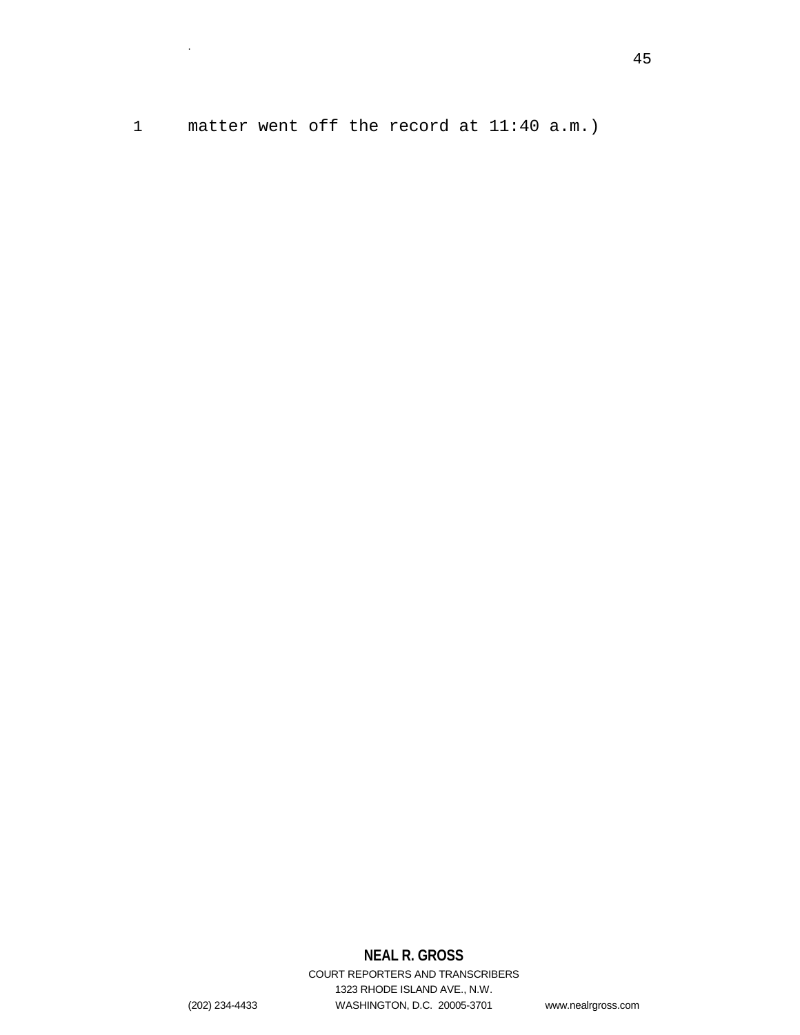matter went off the record at 11:40 a.m.)